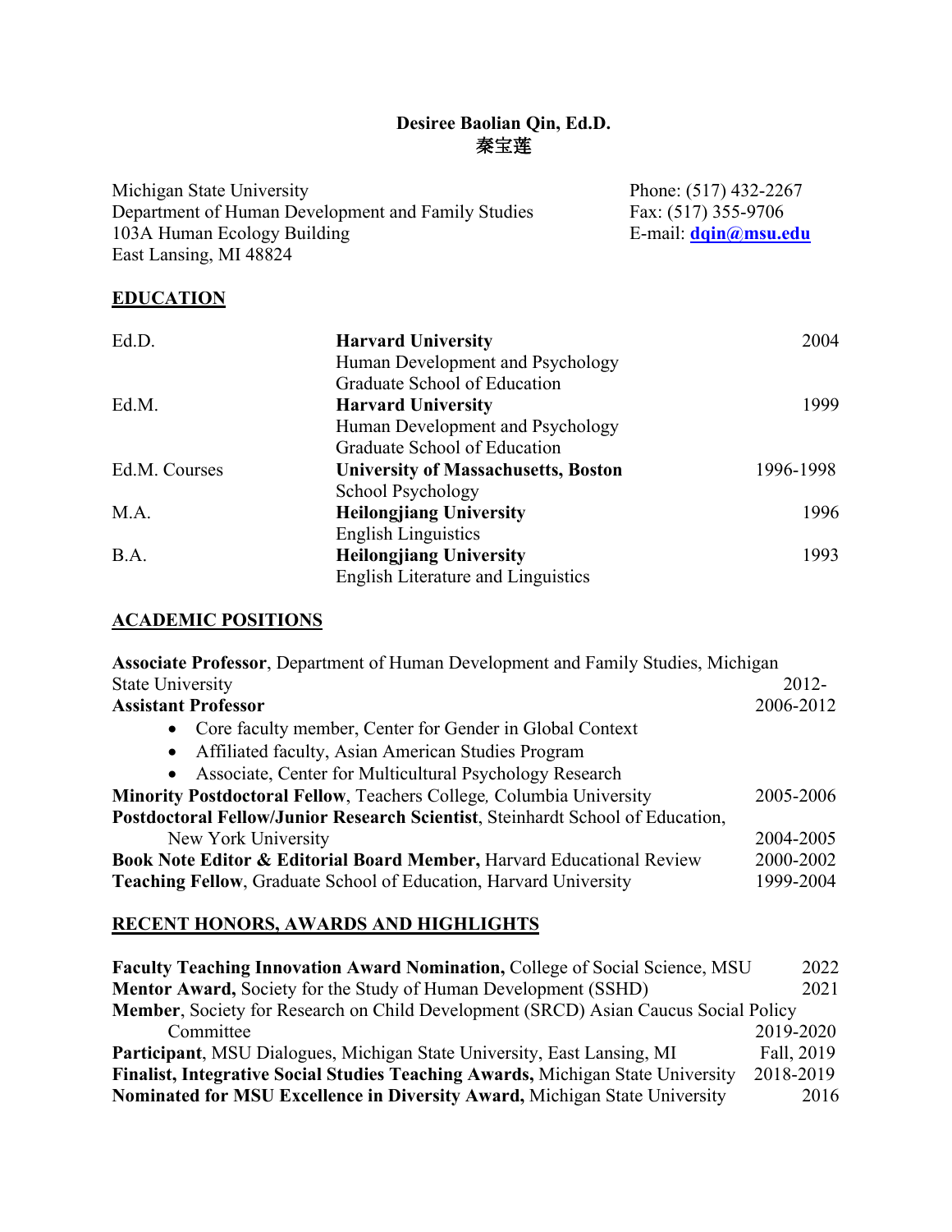# Desiree Baolian Qin, Ed.D.
# 秦宝莲

Michigan State University
Department of Human Development and Family Studies
103A Human Ecology Building
East Lansing, MI 48824

Phone: (517) 432-2267
Fax: (517) 355-9706
E-mail: **dqin@msu.edu**

## EDUCATION

| | | |
|---|---|---|
| Ed.D. | **Harvard University**<br>Human Development and Psychology<br>Graduate School of Education | 2004 |
| Ed.M. | **Harvard University**<br>Human Development and Psychology<br>Graduate School of Education | 1999 |
| Ed.M. Courses | **University of Massachusetts, Boston**<br>School Psychology | 1996-1998 |
| M.A. | **Heilongjiang University**<br>English Linguistics | 1996 |
| B.A. | **Heilongjiang University**<br>English Literature and Linguistics | 1993 |

## ACADEMIC POSITIONS

**Associate Professor**, Department of Human Development and Family Studies, Michigan State University — 2012-

**Assistant Professor** — 2006-2012

- Core faculty member, Center for Gender in Global Context
- Affiliated faculty, Asian American Studies Program
- Associate, Center for Multicultural Psychology Research

**Minority Postdoctoral Fellow**, Teachers College, Columbia University — 2005-2006

**Postdoctoral Fellow/Junior Research Scientist**, Steinhardt School of Education, New York University — 2004-2005

**Book Note Editor & Editorial Board Member,** Harvard Educational Review — 2000-2002

**Teaching Fellow**, Graduate School of Education, Harvard University — 1999-2004

## RECENT HONORS, AWARDS AND HIGHLIGHTS

**Faculty Teaching Innovation Award Nomination,** College of Social Science, MSU — 2022

**Mentor Award,** Society for the Study of Human Development (SSHD) — 2021

**Member**, Society for Research on Child Development (SRCD) Asian Caucus Social Policy Committee — 2019-2020

**Participant**, MSU Dialogues, Michigan State University, East Lansing, MI — Fall, 2019

**Finalist, Integrative Social Studies Teaching Awards,** Michigan State University — 2018-2019

**Nominated for MSU Excellence in Diversity Award,** Michigan State University — 2016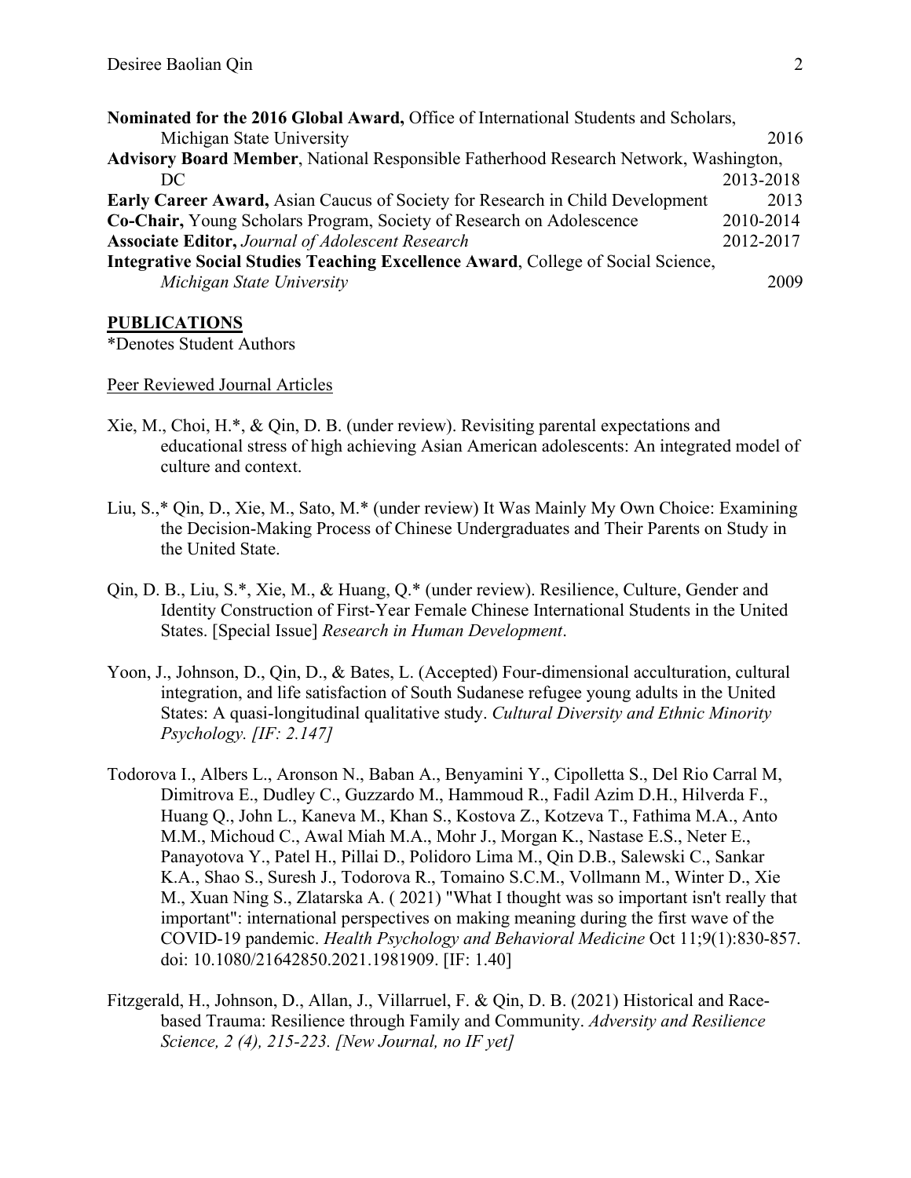**Nominated for the 2016 Global Award,** Office of International Students and Scholars, Michigan State University 2016

**Advisory Board Member**, National Responsible Fatherhood Research Network, Washington, DC 2013-2018

**Early Career Award,** Asian Caucus of Society for Research in Child Development 2013

**Co-Chair,** Young Scholars Program, Society of Research on Adolescence 2010-2014

**Associate Editor,** *Journal of Adolescent Research* 2012-2017

**Integrative Social Studies Teaching Excellence Award**, College of Social Science, *Michigan State University* 2009

## PUBLICATIONS

*Denotes Student Authors

### Peer Reviewed Journal Articles

Xie, M., Choi, H.*, & Qin, D. B. (under review). Revisiting parental expectations and educational stress of high achieving Asian American adolescents: An integrated model of culture and context.

Liu, S.,* Qin, D., Xie, M., Sato, M.* (under review) It Was Mainly My Own Choice: Examining the Decision-Making Process of Chinese Undergraduates and Their Parents on Study in the United State.

Qin, D. B., Liu, S.*, Xie, M., & Huang, Q.* (under review). Resilience, Culture, Gender and Identity Construction of First-Year Female Chinese International Students in the United States. [Special Issue] *Research in Human Development*.

Yoon, J., Johnson, D., Qin, D., & Bates, L. (Accepted) Four-dimensional acculturation, cultural integration, and life satisfaction of South Sudanese refugee young adults in the United States: A quasi-longitudinal qualitative study. *Cultural Diversity and Ethnic Minority Psychology. [IF: 2.147]*

Todorova I., Albers L., Aronson N., Baban A., Benyamini Y., Cipolletta S., Del Rio Carral M, Dimitrova E., Dudley C., Guzzardo M., Hammoud R., Fadil Azim D.H., Hilverda F., Huang Q., John L., Kaneva M., Khan S., Kostova Z., Kotzeva T., Fathima M.A., Anto M.M., Michoud C., Awal Miah M.A., Mohr J., Morgan K., Nastase E.S., Neter E., Panayotova Y., Patel H., Pillai D., Polidoro Lima M., Qin D.B., Salewski C., Sankar K.A., Shao S., Suresh J., Todorova R., Tomaino S.C.M., Vollmann M., Winter D., Xie M., Xuan Ning S., Zlatarska A. ( 2021) "What I thought was so important isn't really that important": international perspectives on making meaning during the first wave of the COVID-19 pandemic. *Health Psychology and Behavioral Medicine* Oct 11;9(1):830-857. doi: 10.1080/21642850.2021.1981909. [IF: 1.40]

Fitzgerald, H., Johnson, D., Allan, J., Villarruel, F. & Qin, D. B. (2021) Historical and Race-based Trauma: Resilience through Family and Community. *Adversity and Resilience Science, 2 (4), 215-223. [New Journal, no IF yet]*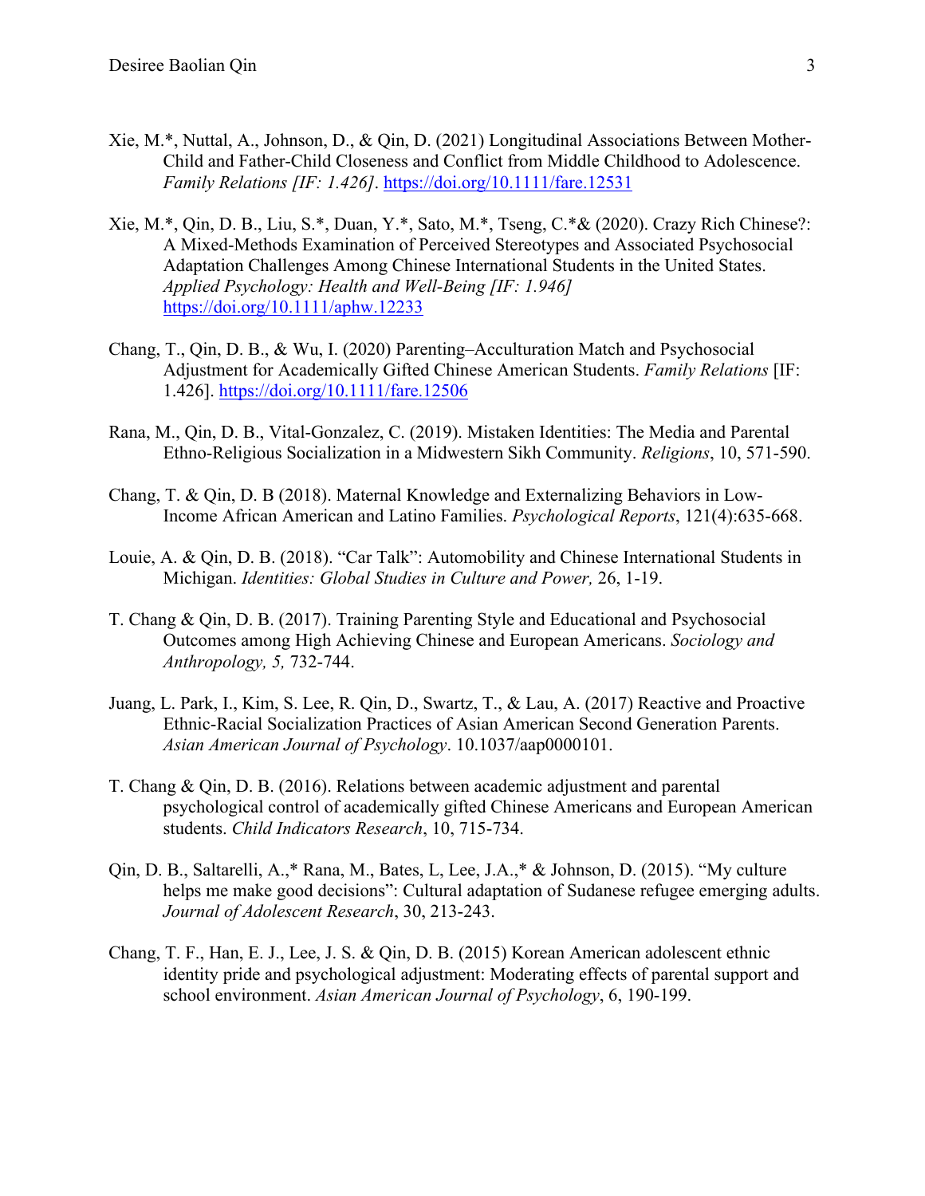Xie, M.*, Nuttal, A., Johnson, D., & Qin, D. (2021) Longitudinal Associations Between Mother-Child and Father-Child Closeness and Conflict from Middle Childhood to Adolescence. *Family Relations [IF: 1.426]*. https://doi.org/10.1111/fare.12531

Xie, M.*, Qin, D. B., Liu, S.*, Duan, Y.*, Sato, M.*, Tseng, C.*& (2020). Crazy Rich Chinese?: A Mixed-Methods Examination of Perceived Stereotypes and Associated Psychosocial Adaptation Challenges Among Chinese International Students in the United States. *Applied Psychology: Health and Well-Being [IF: 1.946]* https://doi.org/10.1111/aphw.12233

Chang, T., Qin, D. B., & Wu, I. (2020) Parenting–Acculturation Match and Psychosocial Adjustment for Academically Gifted Chinese American Students. *Family Relations* [IF: 1.426]. https://doi.org/10.1111/fare.12506

Rana, M., Qin, D. B., Vital-Gonzalez, C. (2019). Mistaken Identities: The Media and Parental Ethno-Religious Socialization in a Midwestern Sikh Community. *Religions*, 10, 571-590.

Chang, T. & Qin, D. B (2018). Maternal Knowledge and Externalizing Behaviors in Low-Income African American and Latino Families. *Psychological Reports*, 121(4):635-668.

Louie, A. & Qin, D. B. (2018). "Car Talk": Automobility and Chinese International Students in Michigan. *Identities: Global Studies in Culture and Power,* 26, 1-19.

T. Chang & Qin, D. B. (2017). Training Parenting Style and Educational and Psychosocial Outcomes among High Achieving Chinese and European Americans. *Sociology and Anthropology, 5,* 732-744.

Juang, L. Park, I., Kim, S. Lee, R. Qin, D., Swartz, T., & Lau, A. (2017) Reactive and Proactive Ethnic-Racial Socialization Practices of Asian American Second Generation Parents. *Asian American Journal of Psychology*. 10.1037/aap0000101.

T. Chang & Qin, D. B. (2016). Relations between academic adjustment and parental psychological control of academically gifted Chinese Americans and European American students. *Child Indicators Research*, 10, 715-734.

Qin, D. B., Saltarelli, A.,* Rana, M., Bates, L, Lee, J.A.,* & Johnson, D. (2015). "My culture helps me make good decisions": Cultural adaptation of Sudanese refugee emerging adults. *Journal of Adolescent Research*, 30, 213-243.

Chang, T. F., Han, E. J., Lee, J. S. & Qin, D. B. (2015) Korean American adolescent ethnic identity pride and psychological adjustment: Moderating effects of parental support and school environment. *Asian American Journal of Psychology*, 6, 190-199.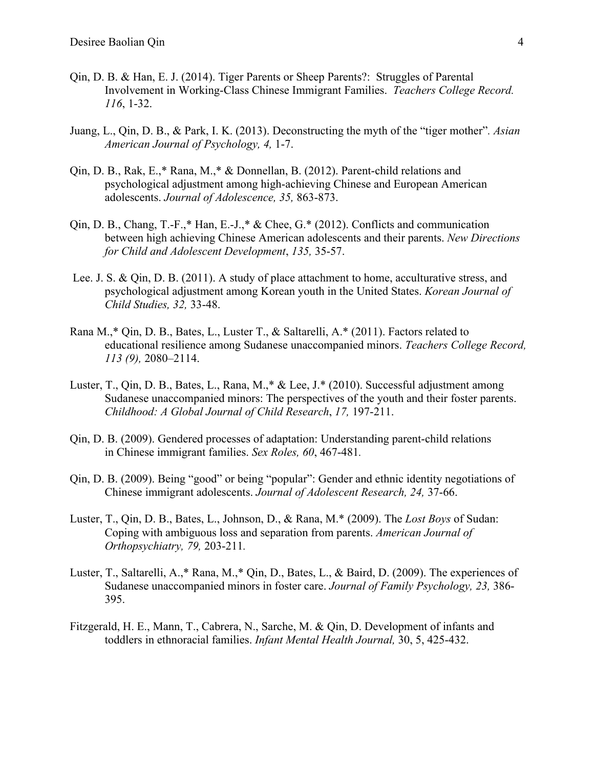Qin, D. B. & Han, E. J. (2014). Tiger Parents or Sheep Parents?: Struggles of Parental Involvement in Working-Class Chinese Immigrant Families. *Teachers College Record. 116*, 1-32.

Juang, L., Qin, D. B., & Park, I. K. (2013). Deconstructing the myth of the "tiger mother". *Asian American Journal of Psychology, 4,* 1-7.

Qin, D. B., Rak, E.,* Rana, M.,* & Donnellan, B. (2012). Parent-child relations and psychological adjustment among high-achieving Chinese and European American adolescents. *Journal of Adolescence, 35,* 863-873.

Qin, D. B., Chang, T.-F.,* Han, E.-J.,* & Chee, G.* (2012). Conflicts and communication between high achieving Chinese American adolescents and their parents. *New Directions for Child and Adolescent Development*, *135,* 35-57.

Lee. J. S. & Qin, D. B. (2011). A study of place attachment to home, acculturative stress, and psychological adjustment among Korean youth in the United States. *Korean Journal of Child Studies, 32,* 33-48.

Rana M.,* Qin, D. B., Bates, L., Luster T., & Saltarelli, A.* (2011). Factors related to educational resilience among Sudanese unaccompanied minors. *Teachers College Record, 113 (9),* 2080–2114.

Luster, T., Qin, D. B., Bates, L., Rana, M.,* & Lee, J.* (2010). Successful adjustment among Sudanese unaccompanied minors: The perspectives of the youth and their foster parents. *Childhood: A Global Journal of Child Research*, *17,* 197-211.

Qin, D. B. (2009). Gendered processes of adaptation: Understanding parent-child relations in Chinese immigrant families. *Sex Roles, 60*, 467-481.

Qin, D. B. (2009). Being "good" or being "popular": Gender and ethnic identity negotiations of Chinese immigrant adolescents. *Journal of Adolescent Research, 24,* 37-66.

Luster, T., Qin, D. B., Bates, L., Johnson, D., & Rana, M.* (2009). The *Lost Boys* of Sudan: Coping with ambiguous loss and separation from parents. *American Journal of Orthopsychiatry, 79,* 203-211.

Luster, T., Saltarelli, A.,* Rana, M.,* Qin, D., Bates, L., & Baird, D. (2009). The experiences of Sudanese unaccompanied minors in foster care. *Journal of Family Psychology, 23,* 386-395.

Fitzgerald, H. E., Mann, T., Cabrera, N., Sarche, M. & Qin, D. Development of infants and toddlers in ethnoracial families. *Infant Mental Health Journal,* 30, 5, 425-432.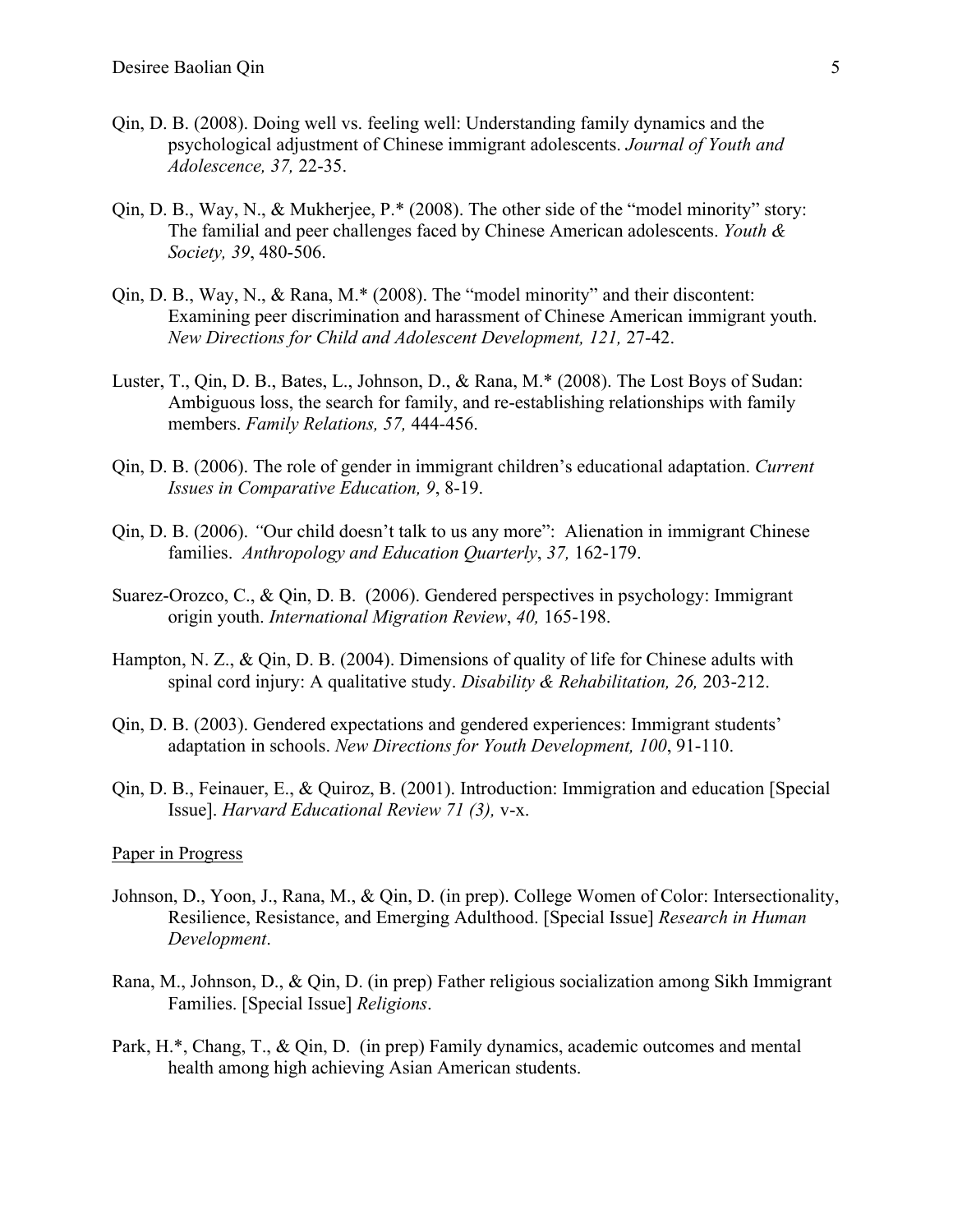Qin, D. B. (2008). Doing well vs. feeling well: Understanding family dynamics and the psychological adjustment of Chinese immigrant adolescents. *Journal of Youth and Adolescence, 37,* 22-35.

Qin, D. B., Way, N., & Mukherjee, P.* (2008). The other side of the "model minority" story: The familial and peer challenges faced by Chinese American adolescents. *Youth & Society, 39*, 480-506.

Qin, D. B., Way, N., & Rana, M.* (2008). The "model minority" and their discontent: Examining peer discrimination and harassment of Chinese American immigrant youth. *New Directions for Child and Adolescent Development, 121,* 27-42.

Luster, T., Qin, D. B., Bates, L., Johnson, D., & Rana, M.* (2008). The Lost Boys of Sudan: Ambiguous loss, the search for family, and re-establishing relationships with family members. *Family Relations, 57,* 444-456.

Qin, D. B. (2006). The role of gender in immigrant children's educational adaptation. *Current Issues in Comparative Education, 9*, 8-19.

Qin, D. B. (2006). *"*Our child doesn't talk to us any more": Alienation in immigrant Chinese families. *Anthropology and Education Quarterly*, *37,* 162-179.

Suarez-Orozco, C., & Qin, D. B. (2006). Gendered perspectives in psychology: Immigrant origin youth. *International Migration Review*, *40,* 165-198.

Hampton, N. Z., & Qin, D. B. (2004). Dimensions of quality of life for Chinese adults with spinal cord injury: A qualitative study. *Disability & Rehabilitation, 26,* 203-212.

Qin, D. B. (2003). Gendered expectations and gendered experiences: Immigrant students' adaptation in schools. *New Directions for Youth Development, 100*, 91-110.

Qin, D. B., Feinauer, E., & Quiroz, B. (2001). Introduction: Immigration and education [Special Issue]. *Harvard Educational Review 71 (3),* v-x.

<u>Paper in Progress</u>

Johnson, D., Yoon, J., Rana, M., & Qin, D. (in prep). College Women of Color: Intersectionality, Resilience, Resistance, and Emerging Adulthood. [Special Issue] *Research in Human Development*.

Rana, M., Johnson, D., & Qin, D. (in prep) Father religious socialization among Sikh Immigrant Families. [Special Issue] *Religions*.

Park, H.*, Chang, T., & Qin, D. (in prep) Family dynamics, academic outcomes and mental health among high achieving Asian American students.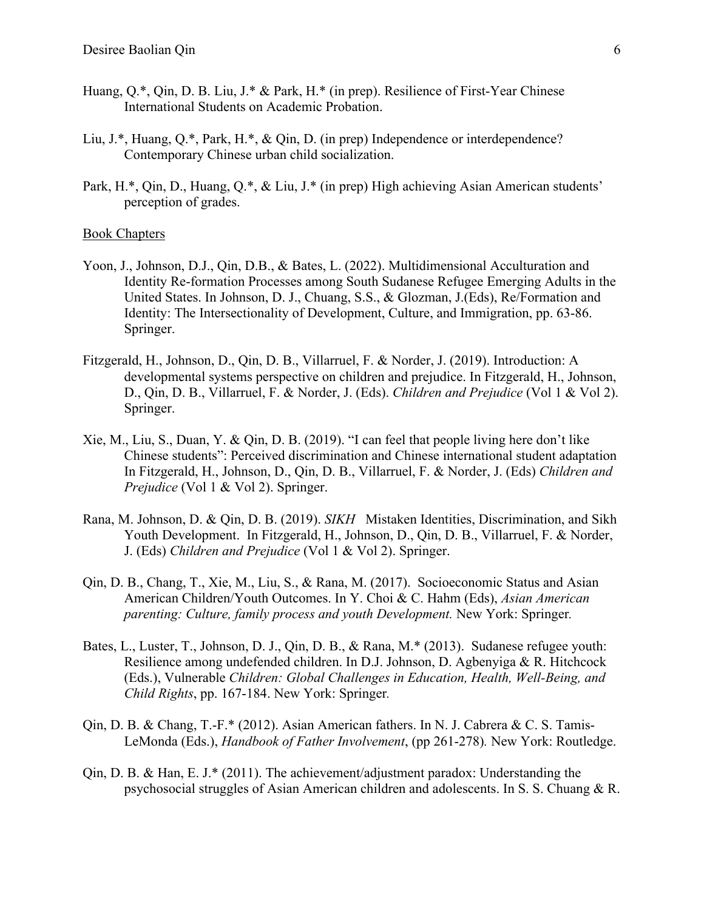Huang, Q.*, Qin, D. B. Liu, J.* & Park, H.* (in prep). Resilience of First-Year Chinese International Students on Academic Probation.

Liu, J.*, Huang, Q.*, Park, H.*, & Qin, D. (in prep) Independence or interdependence? Contemporary Chinese urban child socialization.

Park, H.*, Qin, D., Huang, Q.*, & Liu, J.* (in prep) High achieving Asian American students' perception of grades.

<u>Book Chapters</u>

Yoon, J., Johnson, D.J., Qin, D.B., & Bates, L. (2022). Multidimensional Acculturation and Identity Re-formation Processes among South Sudanese Refugee Emerging Adults in the United States. In Johnson, D. J., Chuang, S.S., & Glozman, J.(Eds), Re/Formation and Identity: The Intersectionality of Development, Culture, and Immigration, pp. 63-86. Springer.

Fitzgerald, H., Johnson, D., Qin, D. B., Villarruel, F. & Norder, J. (2019). Introduction: A developmental systems perspective on children and prejudice. In Fitzgerald, H., Johnson, D., Qin, D. B., Villarruel, F. & Norder, J. (Eds). *Children and Prejudice* (Vol 1 & Vol 2). Springer.

Xie, M., Liu, S., Duan, Y. & Qin, D. B. (2019). "I can feel that people living here don't like Chinese students": Perceived discrimination and Chinese international student adaptation In Fitzgerald, H., Johnson, D., Qin, D. B., Villarruel, F. & Norder, J. (Eds) *Children and Prejudice* (Vol 1 & Vol 2). Springer.

Rana, M. Johnson, D. & Qin, D. B. (2019). *SIKH* Mistaken Identities, Discrimination, and Sikh Youth Development. In Fitzgerald, H., Johnson, D., Qin, D. B., Villarruel, F. & Norder, J. (Eds) *Children and Prejudice* (Vol 1 & Vol 2). Springer.

Qin, D. B., Chang, T., Xie, M., Liu, S., & Rana, M. (2017). Socioeconomic Status and Asian American Children/Youth Outcomes. In Y. Choi & C. Hahm (Eds), *Asian American parenting: Culture, family process and youth Development.* New York: Springer.

Bates, L., Luster, T., Johnson, D. J., Qin, D. B., & Rana, M.* (2013). Sudanese refugee youth: Resilience among undefended children. In D.J. Johnson, D. Agbenyiga & R. Hitchcock (Eds.), Vulnerable *Children: Global Challenges in Education, Health, Well-Being, and Child Rights*, pp. 167-184. New York: Springer.

Qin, D. B. & Chang, T.-F.* (2012). Asian American fathers. In N. J. Cabrera & C. S. Tamis-LeMonda (Eds.), *Handbook of Father Involvement*, (pp 261-278). New York: Routledge.

Qin, D. B. & Han, E. J.* (2011). The achievement/adjustment paradox: Understanding the psychosocial struggles of Asian American children and adolescents. In S. S. Chuang & R.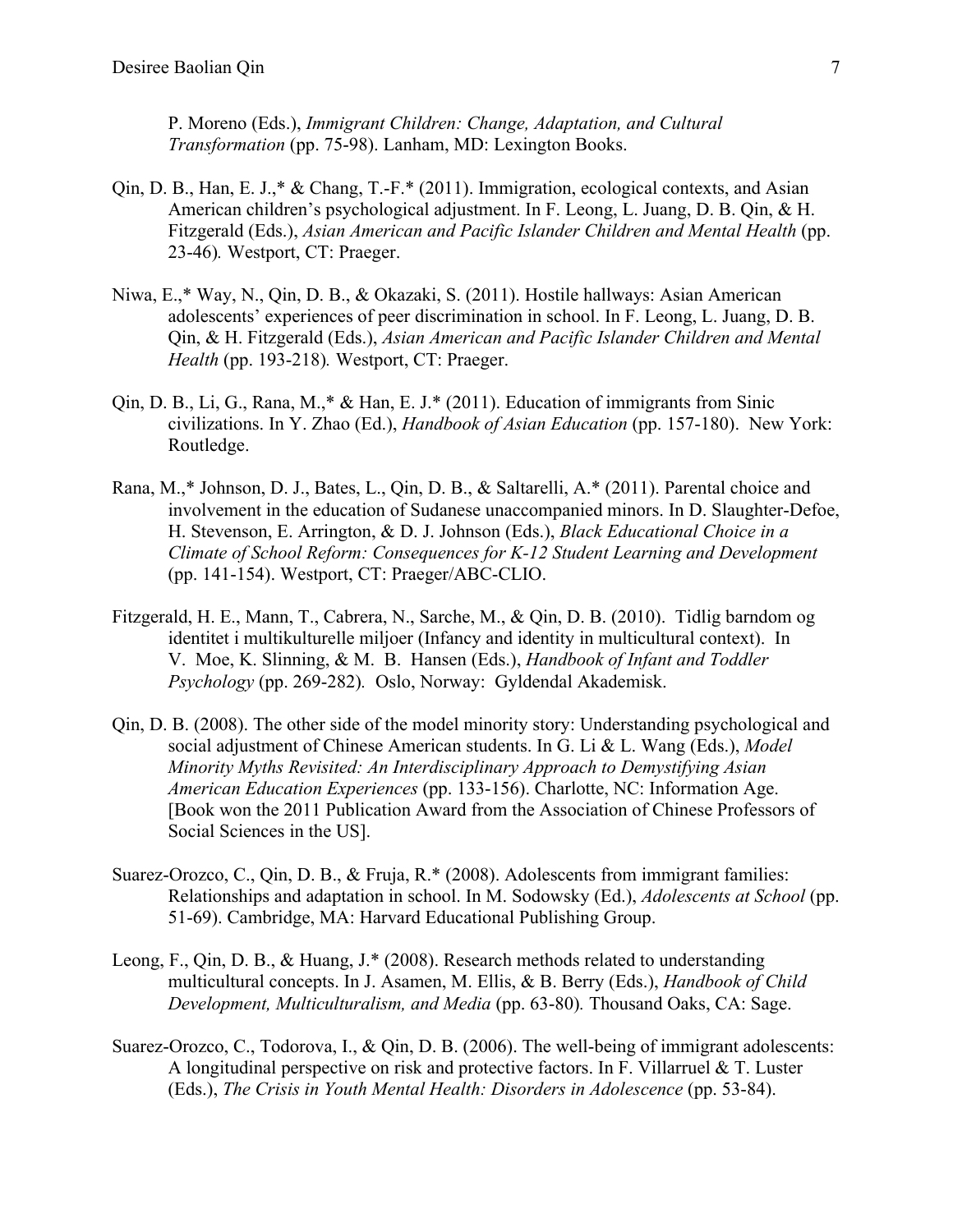P. Moreno (Eds.), *Immigrant Children: Change, Adaptation, and Cultural Transformation* (pp. 75-98). Lanham, MD: Lexington Books.

Qin, D. B., Han, E. J.,* & Chang, T.-F.* (2011). Immigration, ecological contexts, and Asian American children's psychological adjustment. In F. Leong, L. Juang, D. B. Qin, & H. Fitzgerald (Eds.), *Asian American and Pacific Islander Children and Mental Health* (pp. 23-46)*.* Westport, CT: Praeger.

Niwa, E.,* Way, N., Qin, D. B., & Okazaki, S. (2011). Hostile hallways: Asian American adolescents' experiences of peer discrimination in school. In F. Leong, L. Juang, D. B. Qin, & H. Fitzgerald (Eds.), *Asian American and Pacific Islander Children and Mental Health* (pp. 193-218)*.* Westport, CT: Praeger.

Qin, D. B., Li, G., Rana, M.,* & Han, E. J.* (2011). Education of immigrants from Sinic civilizations. In Y. Zhao (Ed.), *Handbook of Asian Education* (pp. 157-180). New York: Routledge.

Rana, M.,* Johnson, D. J., Bates, L., Qin, D. B., & Saltarelli, A.* (2011). Parental choice and involvement in the education of Sudanese unaccompanied minors. In D. Slaughter-Defoe, H. Stevenson, E. Arrington, & D. J. Johnson (Eds.), *Black Educational Choice in a Climate of School Reform: Consequences for K-12 Student Learning and Development* (pp. 141-154). Westport, CT: Praeger/ABC-CLIO.

Fitzgerald, H. E., Mann, T., Cabrera, N., Sarche, M., & Qin, D. B. (2010). Tidlig barndom og identitet i multikulturelle miljoer (Infancy and identity in multicultural context). In V. Moe, K. Slinning, & M. B. Hansen (Eds.), *Handbook of Infant and Toddler Psychology* (pp. 269-282)*.* Oslo, Norway: Gyldendal Akademisk.

Qin, D. B. (2008). The other side of the model minority story: Understanding psychological and social adjustment of Chinese American students. In G. Li & L. Wang (Eds.), *Model Minority Myths Revisited: An Interdisciplinary Approach to Demystifying Asian American Education Experiences* (pp. 133-156). Charlotte, NC: Information Age. [Book won the 2011 Publication Award from the Association of Chinese Professors of Social Sciences in the US].

Suarez-Orozco, C., Qin, D. B., & Fruja, R.* (2008). Adolescents from immigrant families: Relationships and adaptation in school. In M. Sodowsky (Ed.), *Adolescents at School* (pp. 51-69). Cambridge, MA: Harvard Educational Publishing Group.

Leong, F., Qin, D. B., & Huang, J.* (2008). Research methods related to understanding multicultural concepts. In J. Asamen, M. Ellis, & B. Berry (Eds.), *Handbook of Child Development, Multiculturalism, and Media* (pp. 63-80)*.* Thousand Oaks, CA: Sage.

Suarez-Orozco, C., Todorova, I., & Qin, D. B. (2006). The well-being of immigrant adolescents: A longitudinal perspective on risk and protective factors. In F. Villarruel & T. Luster (Eds.), *The Crisis in Youth Mental Health: Disorders in Adolescence* (pp. 53-84).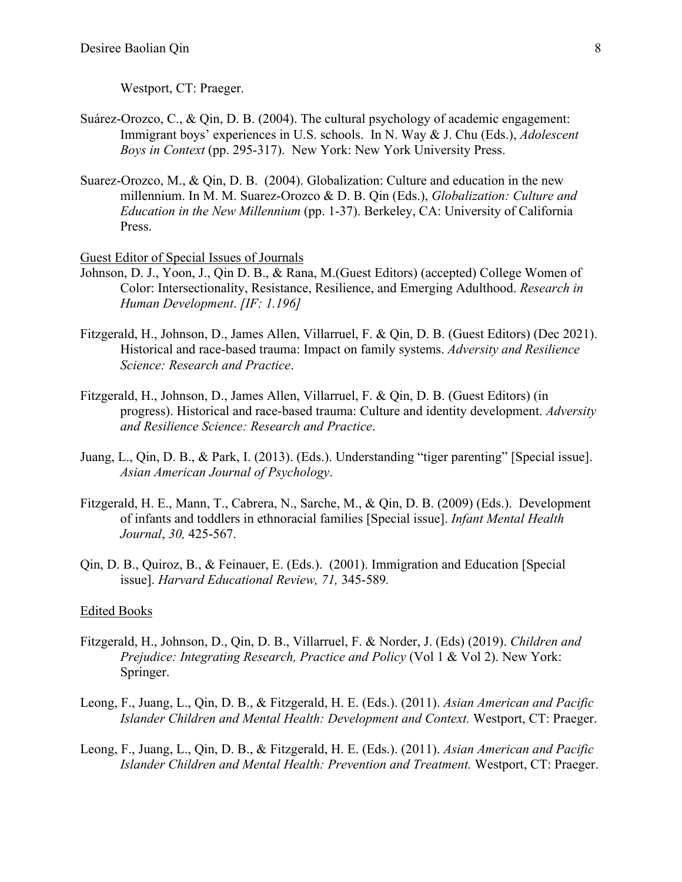Westport, CT: Praeger.

Suárez-Orozco, C., & Qin, D. B. (2004). The cultural psychology of academic engagement: Immigrant boys' experiences in U.S. schools. In N. Way & J. Chu (Eds.), *Adolescent Boys in Context* (pp. 295-317). New York: New York University Press.

Suarez-Orozco, M., & Qin, D. B. (2004). Globalization: Culture and education in the new millennium. In M. M. Suarez-Orozco & D. B. Qin (Eds.), *Globalization: Culture and Education in the New Millennium* (pp. 1-37). Berkeley, CA: University of California Press.

Guest Editor of Special Issues of Journals

Johnson, D. J., Yoon, J., Qin D. B., & Rana, M.(Guest Editors) (accepted) College Women of Color: Intersectionality, Resistance, Resilience, and Emerging Adulthood. *Research in Human Development*. *[IF: 1.196]*

Fitzgerald, H., Johnson, D., James Allen, Villarruel, F. & Qin, D. B. (Guest Editors) (Dec 2021). Historical and race-based trauma: Impact on family systems. *Adversity and Resilience Science: Research and Practice*.

Fitzgerald, H., Johnson, D., James Allen, Villarruel, F. & Qin, D. B. (Guest Editors) (in progress). Historical and race-based trauma: Culture and identity development. *Adversity and Resilience Science: Research and Practice*.

Juang, L., Qin, D. B., & Park, I. (2013). (Eds.). Understanding "tiger parenting" [Special issue]. *Asian American Journal of Psychology*.

Fitzgerald, H. E., Mann, T., Cabrera, N., Sarche, M., & Qin, D. B. (2009) (Eds.). Development of infants and toddlers in ethnoracial families [Special issue]. *Infant Mental Health Journal*, *30,* 425-567.

Qin, D. B., Quiroz, B., & Feinauer, E. (Eds.). (2001). Immigration and Education [Special issue]. *Harvard Educational Review, 71,* 345-589.

Edited Books

Fitzgerald, H., Johnson, D., Qin, D. B., Villarruel, F. & Norder, J. (Eds) (2019). *Children and Prejudice: Integrating Research, Practice and Policy* (Vol 1 & Vol 2). New York: Springer.

Leong, F., Juang, L., Qin, D. B., & Fitzgerald, H. E. (Eds.). (2011). *Asian American and Pacific Islander Children and Mental Health: Development and Context.* Westport, CT: Praeger.

Leong, F., Juang, L., Qin, D. B., & Fitzgerald, H. E. (Eds.). (2011). *Asian American and Pacific Islander Children and Mental Health: Prevention and Treatment.* Westport, CT: Praeger.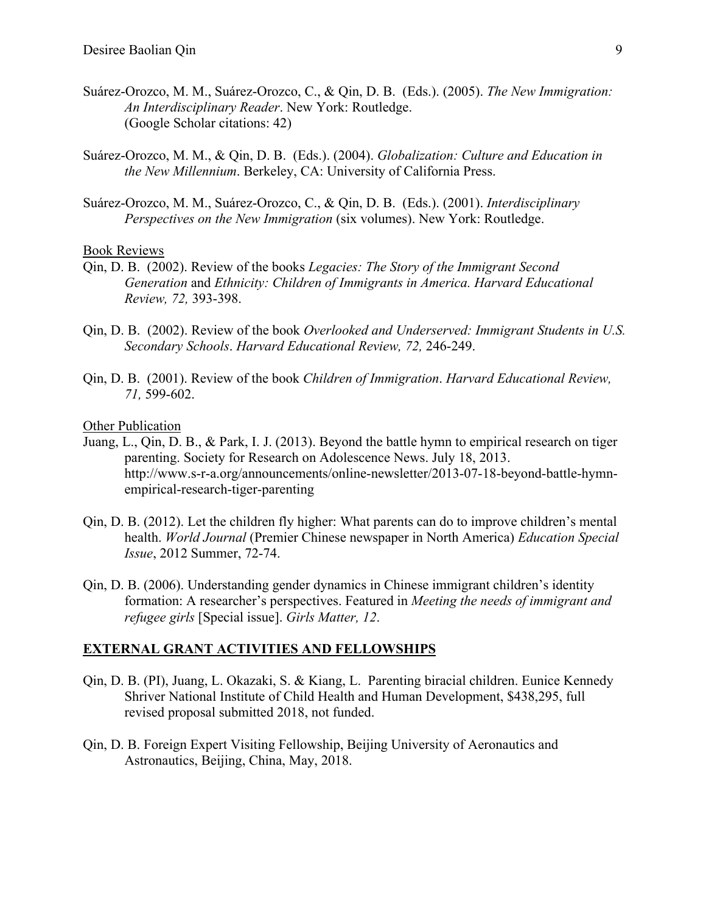Suárez-Orozco, M. M., Suárez-Orozco, C., & Qin, D. B. (Eds.). (2005). *The New Immigration: An Interdisciplinary Reader*. New York: Routledge.
(Google Scholar citations: 42)

Suárez-Orozco, M. M., & Qin, D. B. (Eds.). (2004). *Globalization: Culture and Education in the New Millennium*. Berkeley, CA: University of California Press.

Suárez-Orozco, M. M., Suárez-Orozco, C., & Qin, D. B. (Eds.). (2001). *Interdisciplinary Perspectives on the New Immigration* (six volumes). New York: Routledge.

Book Reviews

Qin, D. B. (2002). Review of the books *Legacies: The Story of the Immigrant Second Generation* and *Ethnicity: Children of Immigrants in America. Harvard Educational Review, 72,* 393-398.

Qin, D. B. (2002). Review of the book *Overlooked and Underserved: Immigrant Students in U.S. Secondary Schools*. *Harvard Educational Review, 72,* 246-249.

Qin, D. B. (2001). Review of the book *Children of Immigration*. *Harvard Educational Review, 71,* 599-602.

Other Publication

Juang, L., Qin, D. B., & Park, I. J. (2013). Beyond the battle hymn to empirical research on tiger parenting. Society for Research on Adolescence News. July 18, 2013. http://www.s-r-a.org/announcements/online-newsletter/2013-07-18-beyond-battle-hymn-empirical-research-tiger-parenting

Qin, D. B. (2012). Let the children fly higher: What parents can do to improve children's mental health. *World Journal* (Premier Chinese newspaper in North America) *Education Special Issue*, 2012 Summer, 72-74.

Qin, D. B. (2006). Understanding gender dynamics in Chinese immigrant children's identity formation: A researcher's perspectives. Featured in *Meeting the needs of immigrant and refugee girls* [Special issue]. *Girls Matter, 12*.

## EXTERNAL GRANT ACTIVITIES AND FELLOWSHIPS

Qin, D. B. (PI), Juang, L. Okazaki, S. & Kiang, L. Parenting biracial children. Eunice Kennedy Shriver National Institute of Child Health and Human Development, $438,295, full revised proposal submitted 2018, not funded.

Qin, D. B. Foreign Expert Visiting Fellowship, Beijing University of Aeronautics and Astronautics, Beijing, China, May, 2018.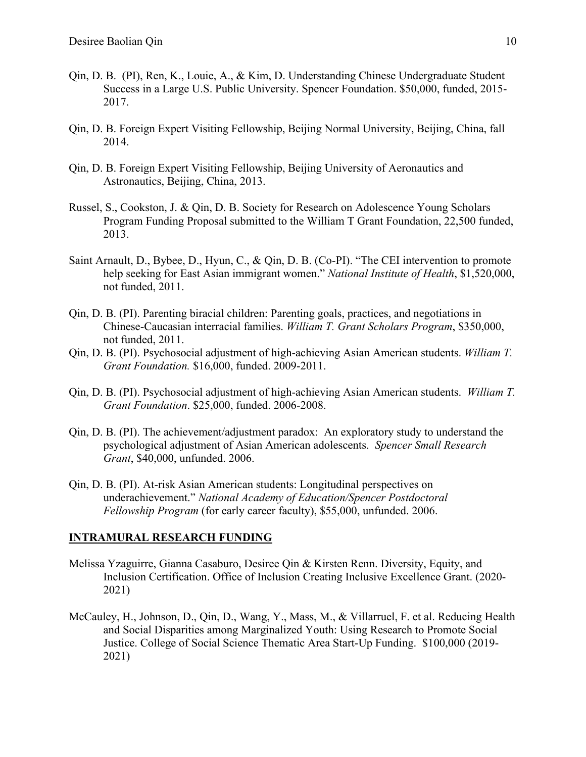Qin, D. B. (PI), Ren, K., Louie, A., & Kim, D. Understanding Chinese Undergraduate Student Success in a Large U.S. Public University. Spencer Foundation. $50,000, funded, 2015-2017.

Qin, D. B. Foreign Expert Visiting Fellowship, Beijing Normal University, Beijing, China, fall 2014.

Qin, D. B. Foreign Expert Visiting Fellowship, Beijing University of Aeronautics and Astronautics, Beijing, China, 2013.

Russel, S., Cookston, J. & Qin, D. B. Society for Research on Adolescence Young Scholars Program Funding Proposal submitted to the William T Grant Foundation, 22,500 funded, 2013.

Saint Arnault, D., Bybee, D., Hyun, C., & Qin, D. B. (Co-PI). "The CEI intervention to promote help seeking for East Asian immigrant women." *National Institute of Health*, $1,520,000, not funded, 2011.

Qin, D. B. (PI). Parenting biracial children: Parenting goals, practices, and negotiations in Chinese-Caucasian interracial families. *William T. Grant Scholars Program*, $350,000, not funded, 2011.

Qin, D. B. (PI). Psychosocial adjustment of high-achieving Asian American students. *William T. Grant Foundation.* $16,000, funded. 2009-2011.

Qin, D. B. (PI). Psychosocial adjustment of high-achieving Asian American students. *William T. Grant Foundation*. $25,000, funded. 2006-2008.

Qin, D. B. (PI). The achievement/adjustment paradox: An exploratory study to understand the psychological adjustment of Asian American adolescents. *Spencer Small Research Grant*, $40,000, unfunded. 2006.

Qin, D. B. (PI). At-risk Asian American students: Longitudinal perspectives on underachievement." *National Academy of Education/Spencer Postdoctoral Fellowship Program* (for early career faculty), $55,000, unfunded. 2006.

## INTRAMURAL RESEARCH FUNDING

Melissa Yzaguirre, Gianna Casaburo, Desiree Qin & Kirsten Renn. Diversity, Equity, and Inclusion Certification. Office of Inclusion Creating Inclusive Excellence Grant. (2020-2021)

McCauley, H., Johnson, D., Qin, D., Wang, Y., Mass, M., & Villarruel, F. et al. Reducing Health and Social Disparities among Marginalized Youth: Using Research to Promote Social Justice. College of Social Science Thematic Area Start-Up Funding. $100,000 (2019-2021)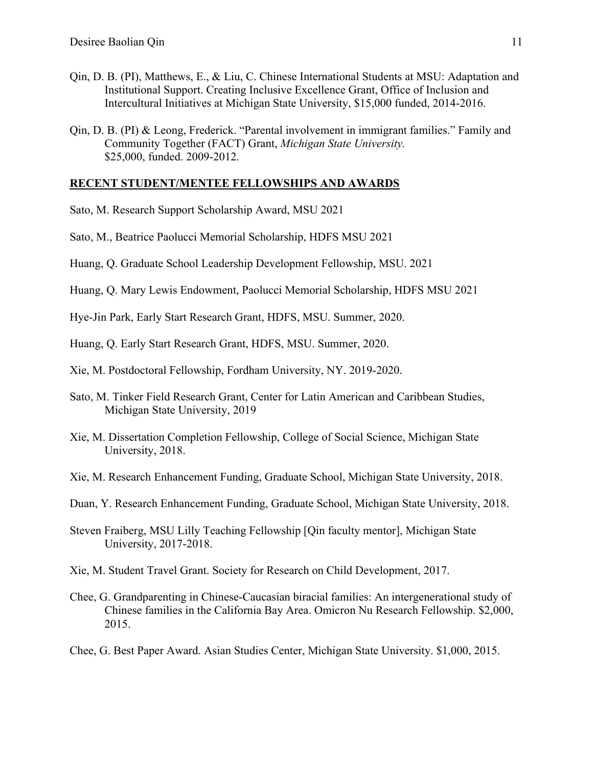Qin, D. B. (PI), Matthews, E., & Liu, C. Chinese International Students at MSU: Adaptation and Institutional Support. Creating Inclusive Excellence Grant, Office of Inclusion and Intercultural Initiatives at Michigan State University, $15,000 funded, 2014-2016.

Qin, D. B. (PI) & Leong, Frederick. "Parental involvement in immigrant families." Family and Community Together (FACT) Grant, *Michigan State University.* $25,000, funded. 2009-2012.

## RECENT STUDENT/MENTEE FELLOWSHIPS AND AWARDS

Sato, M. Research Support Scholarship Award, MSU 2021

Sato, M., Beatrice Paolucci Memorial Scholarship, HDFS MSU 2021

Huang, Q. Graduate School Leadership Development Fellowship, MSU. 2021

Huang, Q. Mary Lewis Endowment, Paolucci Memorial Scholarship, HDFS MSU 2021

Hye-Jin Park, Early Start Research Grant, HDFS, MSU. Summer, 2020.

Huang, Q. Early Start Research Grant, HDFS, MSU. Summer, 2020.

Xie, M. Postdoctoral Fellowship, Fordham University, NY. 2019-2020.

Sato, M. Tinker Field Research Grant, Center for Latin American and Caribbean Studies, Michigan State University, 2019

Xie, M. Dissertation Completion Fellowship, College of Social Science, Michigan State University, 2018.

Xie, M. Research Enhancement Funding, Graduate School, Michigan State University, 2018.

Duan, Y. Research Enhancement Funding, Graduate School, Michigan State University, 2018.

Steven Fraiberg, MSU Lilly Teaching Fellowship [Qin faculty mentor], Michigan State University, 2017-2018.

Xie, M. Student Travel Grant. Society for Research on Child Development, 2017.

Chee, G. Grandparenting in Chinese-Caucasian biracial families: An intergenerational study of Chinese families in the California Bay Area. Omicron Nu Research Fellowship. $2,000, 2015.

Chee, G. Best Paper Award. Asian Studies Center, Michigan State University. $1,000, 2015.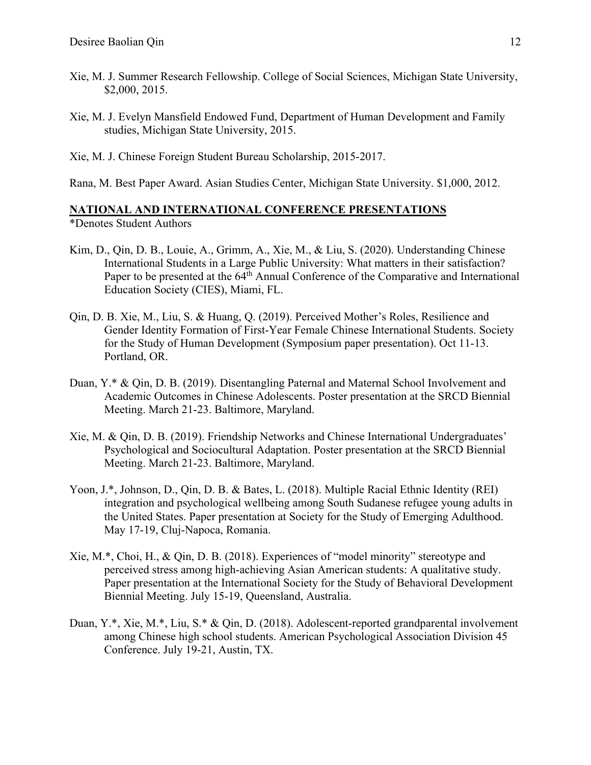Xie, M. J. Summer Research Fellowship. College of Social Sciences, Michigan State University, $2,000, 2015.

Xie, M. J. Evelyn Mansfield Endowed Fund, Department of Human Development and Family studies, Michigan State University, 2015.

Xie, M. J. Chinese Foreign Student Bureau Scholarship, 2015-2017.

Rana, M. Best Paper Award. Asian Studies Center, Michigan State University. $1,000, 2012.

## NATIONAL AND INTERNATIONAL CONFERENCE PRESENTATIONS

*Denotes Student Authors

Kim, D., Qin, D. B., Louie, A., Grimm, A., Xie, M., & Liu, S. (2020). Understanding Chinese International Students in a Large Public University: What matters in their satisfaction? Paper to be presented at the 64th Annual Conference of the Comparative and International Education Society (CIES), Miami, FL.

Qin, D. B. Xie, M., Liu, S. & Huang, Q. (2019). Perceived Mother's Roles, Resilience and Gender Identity Formation of First-Year Female Chinese International Students. Society for the Study of Human Development (Symposium paper presentation). Oct 11-13. Portland, OR.

Duan, Y.* & Qin, D. B. (2019). Disentangling Paternal and Maternal School Involvement and Academic Outcomes in Chinese Adolescents. Poster presentation at the SRCD Biennial Meeting. March 21-23. Baltimore, Maryland.

Xie, M. & Qin, D. B. (2019). Friendship Networks and Chinese International Undergraduates' Psychological and Sociocultural Adaptation. Poster presentation at the SRCD Biennial Meeting. March 21-23. Baltimore, Maryland.

Yoon, J.*, Johnson, D., Qin, D. B. & Bates, L. (2018). Multiple Racial Ethnic Identity (REI) integration and psychological wellbeing among South Sudanese refugee young adults in the United States. Paper presentation at Society for the Study of Emerging Adulthood. May 17-19, Cluj-Napoca, Romania.

Xie, M.*, Choi, H., & Qin, D. B. (2018). Experiences of "model minority" stereotype and perceived stress among high-achieving Asian American students: A qualitative study. Paper presentation at the International Society for the Study of Behavioral Development Biennial Meeting. July 15-19, Queensland, Australia.

Duan, Y.*, Xie, M.*, Liu, S.* & Qin, D. (2018). Adolescent-reported grandparental involvement among Chinese high school students. American Psychological Association Division 45 Conference. July 19-21, Austin, TX.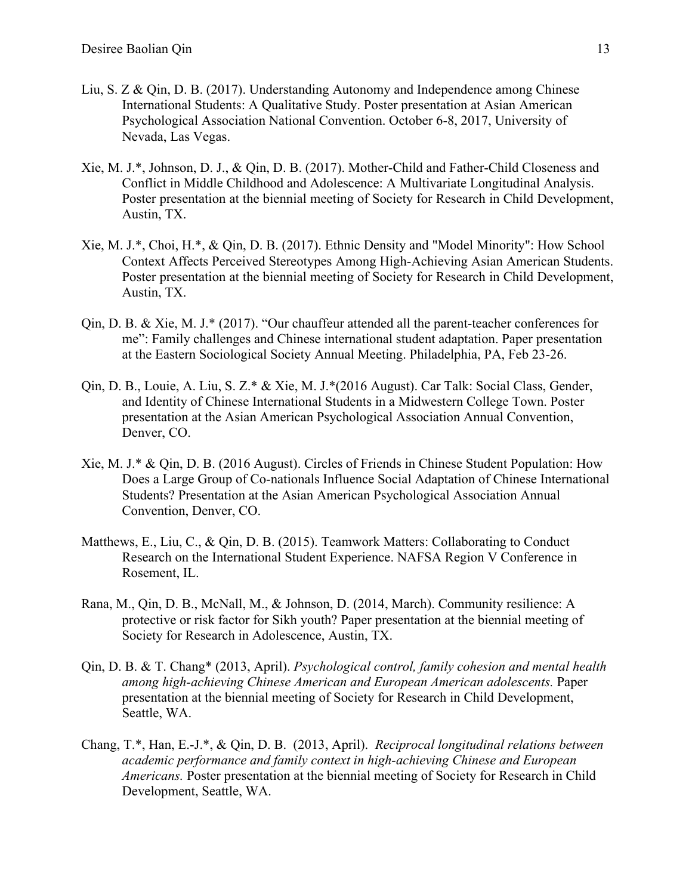Liu, S. Z & Qin, D. B. (2017). Understanding Autonomy and Independence among Chinese International Students: A Qualitative Study. Poster presentation at Asian American Psychological Association National Convention. October 6-8, 2017, University of Nevada, Las Vegas.

Xie, M. J.*, Johnson, D. J., & Qin, D. B. (2017). Mother-Child and Father-Child Closeness and Conflict in Middle Childhood and Adolescence: A Multivariate Longitudinal Analysis. Poster presentation at the biennial meeting of Society for Research in Child Development, Austin, TX.

Xie, M. J.*, Choi, H.*, & Qin, D. B. (2017). Ethnic Density and "Model Minority": How School Context Affects Perceived Stereotypes Among High-Achieving Asian American Students. Poster presentation at the biennial meeting of Society for Research in Child Development, Austin, TX.

Qin, D. B. & Xie, M. J.* (2017). "Our chauffeur attended all the parent-teacher conferences for me": Family challenges and Chinese international student adaptation. Paper presentation at the Eastern Sociological Society Annual Meeting. Philadelphia, PA, Feb 23-26.

Qin, D. B., Louie, A. Liu, S. Z.* & Xie, M. J.*(2016 August). Car Talk: Social Class, Gender, and Identity of Chinese International Students in a Midwestern College Town. Poster presentation at the Asian American Psychological Association Annual Convention, Denver, CO.

Xie, M. J.* & Qin, D. B. (2016 August). Circles of Friends in Chinese Student Population: How Does a Large Group of Co-nationals Influence Social Adaptation of Chinese International Students? Presentation at the Asian American Psychological Association Annual Convention, Denver, CO.

Matthews, E., Liu, C., & Qin, D. B. (2015). Teamwork Matters: Collaborating to Conduct Research on the International Student Experience. NAFSA Region V Conference in Rosement, IL.

Rana, M., Qin, D. B., McNall, M., & Johnson, D. (2014, March). Community resilience: A protective or risk factor for Sikh youth? Paper presentation at the biennial meeting of Society for Research in Adolescence, Austin, TX.

Qin, D. B. & T. Chang* (2013, April). *Psychological control, family cohesion and mental health among high-achieving Chinese American and European American adolescents.* Paper presentation at the biennial meeting of Society for Research in Child Development, Seattle, WA.

Chang, T.*, Han, E.-J.*, & Qin, D. B. (2013, April). *Reciprocal longitudinal relations between academic performance and family context in high-achieving Chinese and European Americans.* Poster presentation at the biennial meeting of Society for Research in Child Development, Seattle, WA.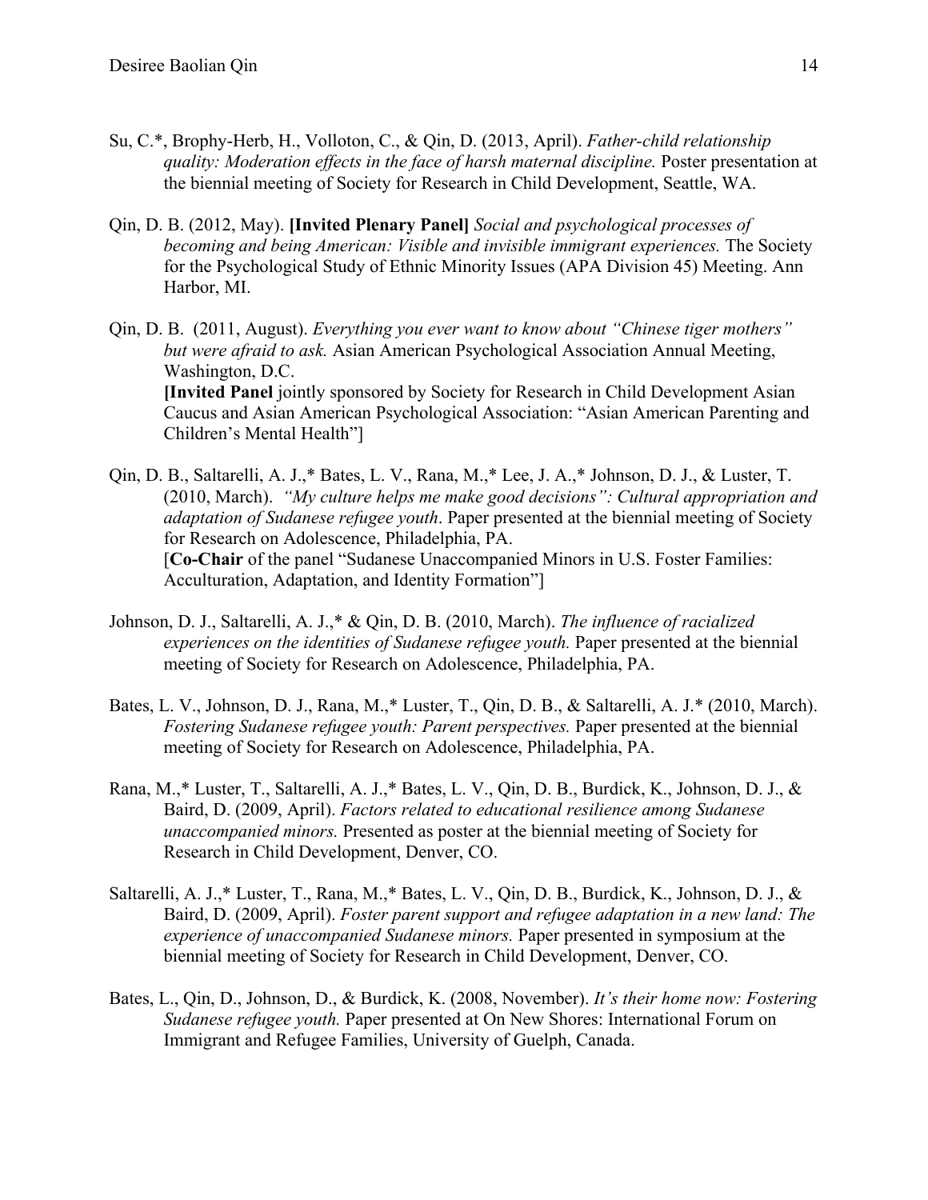Su, C.*, Brophy-Herb, H., Volloton, C., & Qin, D. (2013, April). *Father-child relationship quality: Moderation effects in the face of harsh maternal discipline.* Poster presentation at the biennial meeting of Society for Research in Child Development, Seattle, WA.

Qin, D. B. (2012, May). **[Invited Plenary Panel]** *Social and psychological processes of becoming and being American: Visible and invisible immigrant experiences.* The Society for the Psychological Study of Ethnic Minority Issues (APA Division 45) Meeting. Ann Harbor, MI.

Qin, D. B. (2011, August). *Everything you ever want to know about "Chinese tiger mothers" but were afraid to ask.* Asian American Psychological Association Annual Meeting, Washington, D.C.
**[Invited Panel** jointly sponsored by Society for Research in Child Development Asian Caucus and Asian American Psychological Association: "Asian American Parenting and Children's Mental Health"]

Qin, D. B., Saltarelli, A. J.,* Bates, L. V., Rana, M.,* Lee, J. A.,* Johnson, D. J., & Luster, T. (2010, March). *"My culture helps me make good decisions": Cultural appropriation and adaptation of Sudanese refugee youth*. Paper presented at the biennial meeting of Society for Research on Adolescence, Philadelphia, PA.
[**Co-Chair** of the panel "Sudanese Unaccompanied Minors in U.S. Foster Families: Acculturation, Adaptation, and Identity Formation"]

Johnson, D. J., Saltarelli, A. J.,* & Qin, D. B. (2010, March). *The influence of racialized experiences on the identities of Sudanese refugee youth.* Paper presented at the biennial meeting of Society for Research on Adolescence, Philadelphia, PA.

Bates, L. V., Johnson, D. J., Rana, M.,* Luster, T., Qin, D. B., & Saltarelli, A. J.* (2010, March). *Fostering Sudanese refugee youth: Parent perspectives.* Paper presented at the biennial meeting of Society for Research on Adolescence, Philadelphia, PA.

Rana, M.,* Luster, T., Saltarelli, A. J.,* Bates, L. V., Qin, D. B., Burdick, K., Johnson, D. J., & Baird, D. (2009, April). *Factors related to educational resilience among Sudanese unaccompanied minors.* Presented as poster at the biennial meeting of Society for Research in Child Development, Denver, CO.

Saltarelli, A. J.,* Luster, T., Rana, M.,* Bates, L. V., Qin, D. B., Burdick, K., Johnson, D. J., & Baird, D. (2009, April). *Foster parent support and refugee adaptation in a new land: The experience of unaccompanied Sudanese minors.* Paper presented in symposium at the biennial meeting of Society for Research in Child Development, Denver, CO.

Bates, L., Qin, D., Johnson, D., & Burdick, K. (2008, November). *It's their home now: Fostering Sudanese refugee youth.* Paper presented at On New Shores: International Forum on Immigrant and Refugee Families, University of Guelph, Canada.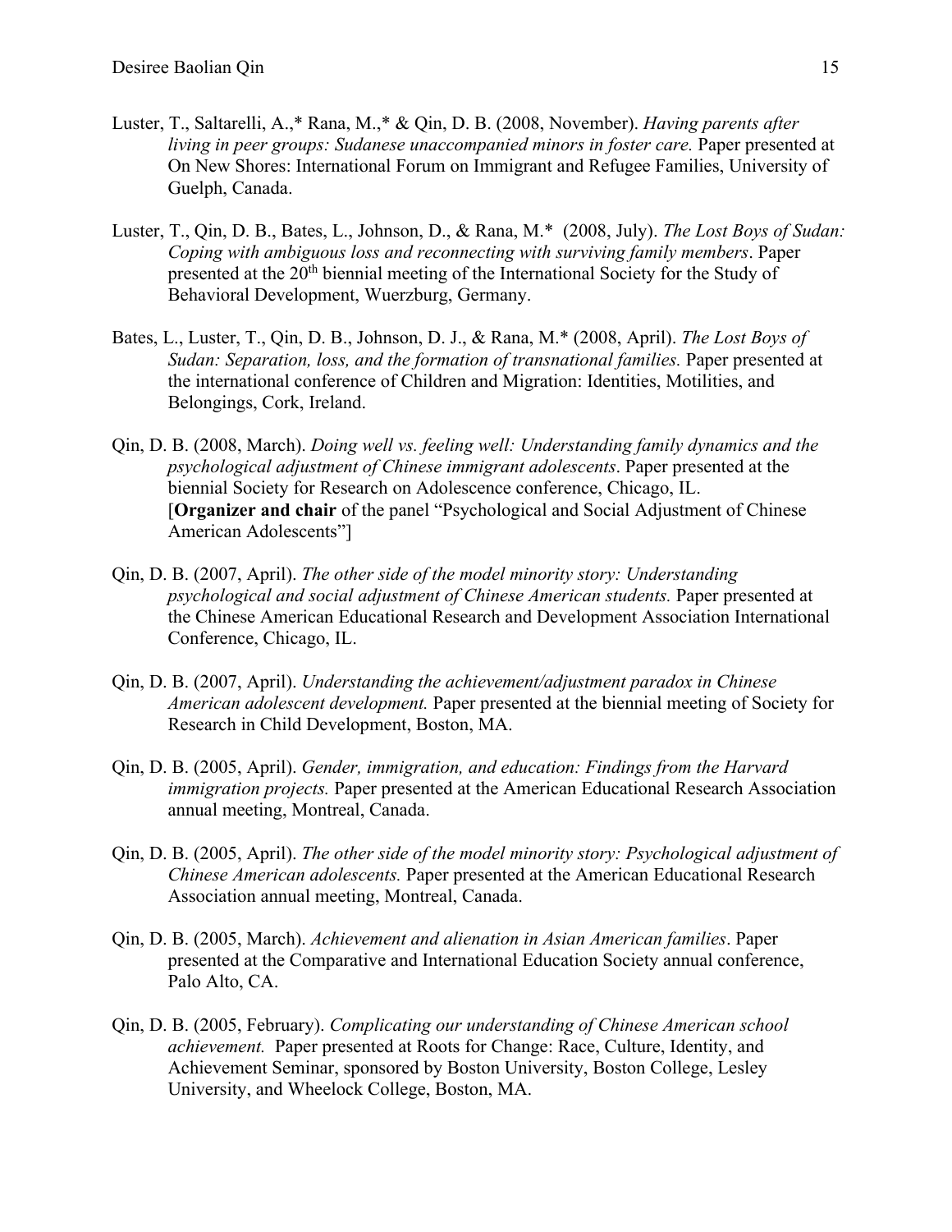Luster, T., Saltarelli, A.,* Rana, M.,* & Qin, D. B. (2008, November). *Having parents after living in peer groups: Sudanese unaccompanied minors in foster care.* Paper presented at On New Shores: International Forum on Immigrant and Refugee Families, University of Guelph, Canada.

Luster, T., Qin, D. B., Bates, L., Johnson, D., & Rana, M.* (2008, July). *The Lost Boys of Sudan: Coping with ambiguous loss and reconnecting with surviving family members*. Paper presented at the 20th biennial meeting of the International Society for the Study of Behavioral Development, Wuerzburg, Germany.

Bates, L., Luster, T., Qin, D. B., Johnson, D. J., & Rana, M.* (2008, April). *The Lost Boys of Sudan: Separation, loss, and the formation of transnational families.* Paper presented at the international conference of Children and Migration: Identities, Motilities, and Belongings, Cork, Ireland.

Qin, D. B. (2008, March). *Doing well vs. feeling well: Understanding family dynamics and the psychological adjustment of Chinese immigrant adolescents*. Paper presented at the biennial Society for Research on Adolescence conference, Chicago, IL. [**Organizer and chair** of the panel "Psychological and Social Adjustment of Chinese American Adolescents"]

Qin, D. B. (2007, April). *The other side of the model minority story: Understanding psychological and social adjustment of Chinese American students.* Paper presented at the Chinese American Educational Research and Development Association International Conference, Chicago, IL.

Qin, D. B. (2007, April). *Understanding the achievement/adjustment paradox in Chinese American adolescent development.* Paper presented at the biennial meeting of Society for Research in Child Development, Boston, MA.

Qin, D. B. (2005, April). *Gender, immigration, and education: Findings from the Harvard immigration projects.* Paper presented at the American Educational Research Association annual meeting, Montreal, Canada.

Qin, D. B. (2005, April). *The other side of the model minority story: Psychological adjustment of Chinese American adolescents.* Paper presented at the American Educational Research Association annual meeting, Montreal, Canada.

Qin, D. B. (2005, March). *Achievement and alienation in Asian American families*. Paper presented at the Comparative and International Education Society annual conference, Palo Alto, CA.

Qin, D. B. (2005, February). *Complicating our understanding of Chinese American school achievement.* Paper presented at Roots for Change: Race, Culture, Identity, and Achievement Seminar, sponsored by Boston University, Boston College, Lesley University, and Wheelock College, Boston, MA.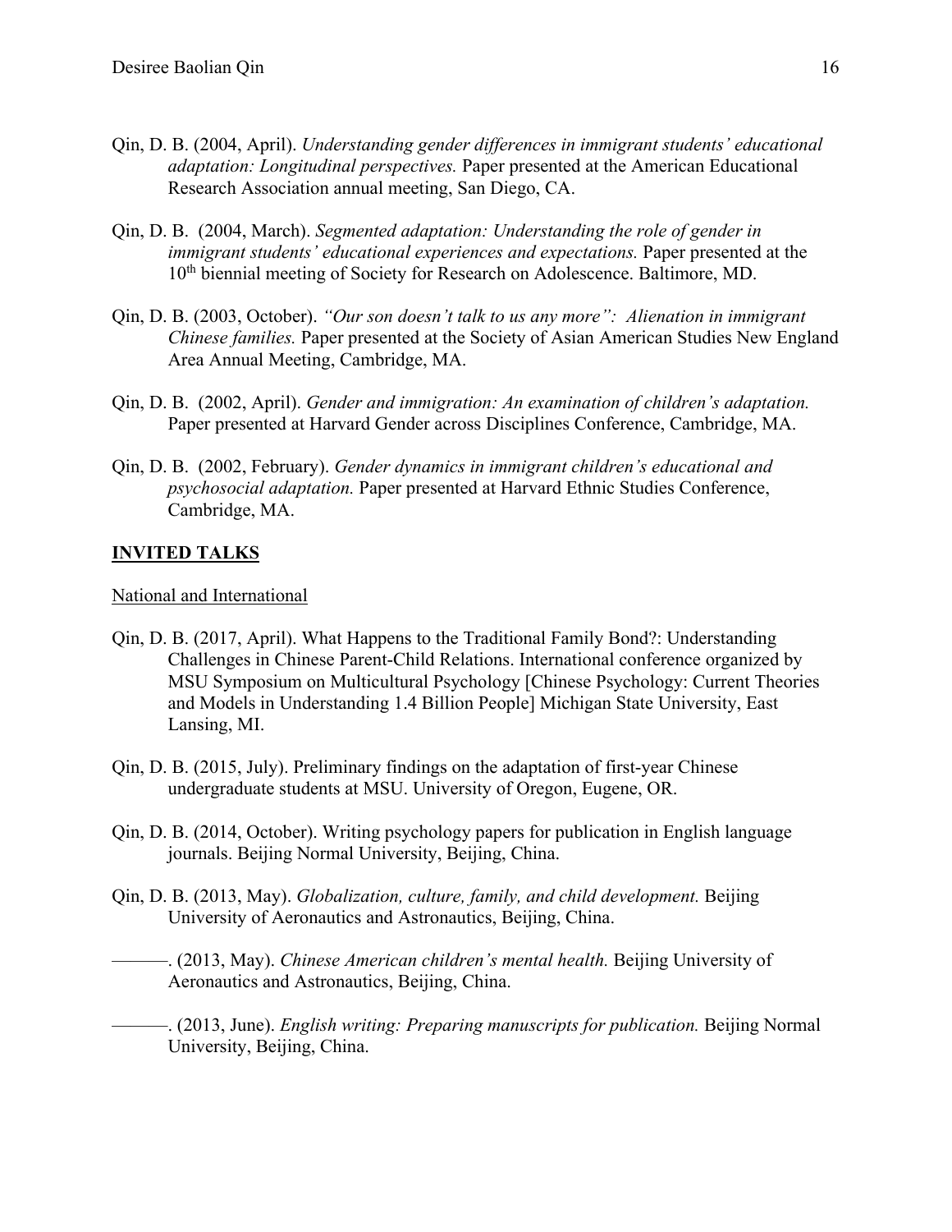Qin, D. B. (2004, April). *Understanding gender differences in immigrant students' educational adaptation: Longitudinal perspectives.* Paper presented at the American Educational Research Association annual meeting, San Diego, CA.

Qin, D. B. (2004, March). *Segmented adaptation: Understanding the role of gender in immigrant students' educational experiences and expectations.* Paper presented at the 10th biennial meeting of Society for Research on Adolescence. Baltimore, MD.

Qin, D. B. (2003, October). *"Our son doesn't talk to us any more": Alienation in immigrant Chinese families.* Paper presented at the Society of Asian American Studies New England Area Annual Meeting, Cambridge, MA.

Qin, D. B. (2002, April). *Gender and immigration: An examination of children's adaptation.* Paper presented at Harvard Gender across Disciplines Conference, Cambridge, MA.

Qin, D. B. (2002, February). *Gender dynamics in immigrant children's educational and psychosocial adaptation.* Paper presented at Harvard Ethnic Studies Conference, Cambridge, MA.

## INVITED TALKS

### National and International

Qin, D. B. (2017, April). What Happens to the Traditional Family Bond?: Understanding Challenges in Chinese Parent-Child Relations. International conference organized by MSU Symposium on Multicultural Psychology [Chinese Psychology: Current Theories and Models in Understanding 1.4 Billion People] Michigan State University, East Lansing, MI.

Qin, D. B. (2015, July). Preliminary findings on the adaptation of first-year Chinese undergraduate students at MSU. University of Oregon, Eugene, OR.

Qin, D. B. (2014, October). Writing psychology papers for publication in English language journals. Beijing Normal University, Beijing, China.

Qin, D. B. (2013, May). *Globalization, culture, family, and child development.* Beijing University of Aeronautics and Astronautics, Beijing, China.

———. (2013, May). *Chinese American children's mental health.* Beijing University of Aeronautics and Astronautics, Beijing, China.

———. (2013, June). *English writing: Preparing manuscripts for publication.* Beijing Normal University, Beijing, China.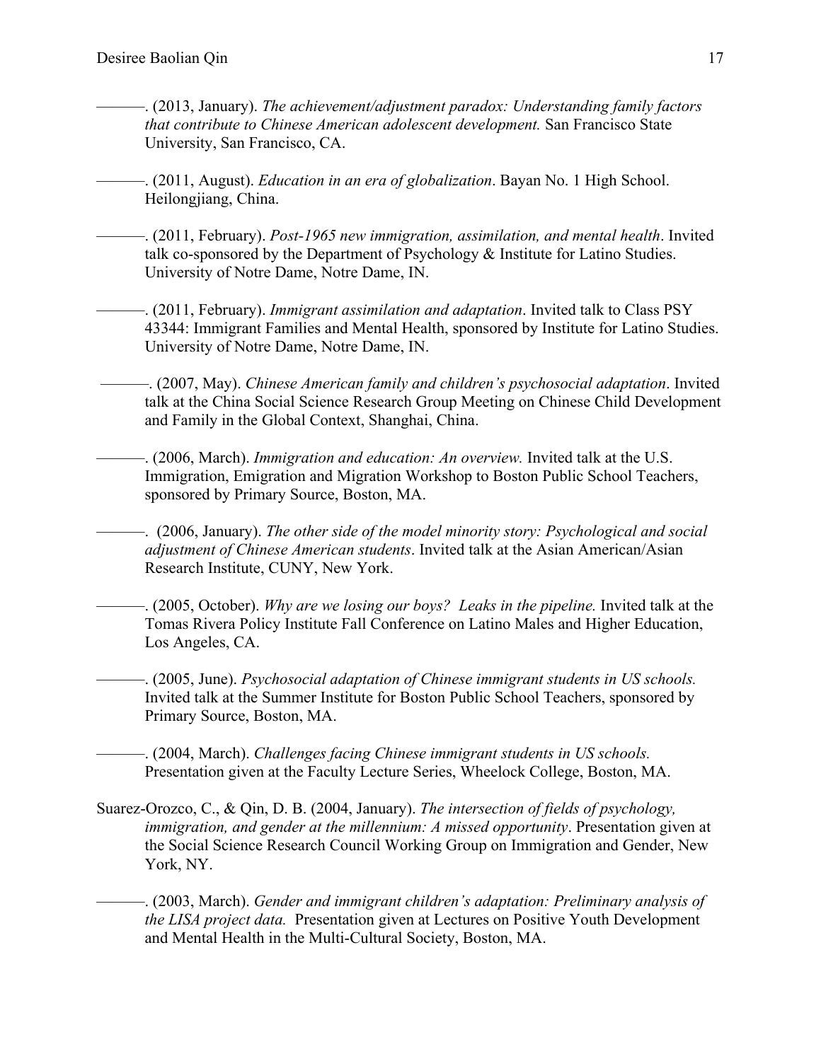———. (2013, January). *The achievement/adjustment paradox: Understanding family factors that contribute to Chinese American adolescent development.* San Francisco State University, San Francisco, CA.

———. (2011, August). *Education in an era of globalization*. Bayan No. 1 High School. Heilongjiang, China.

———. (2011, February). *Post-1965 new immigration, assimilation, and mental health*. Invited talk co-sponsored by the Department of Psychology & Institute for Latino Studies. University of Notre Dame, Notre Dame, IN.

———. (2011, February). *Immigrant assimilation and adaptation*. Invited talk to Class PSY 43344: Immigrant Families and Mental Health, sponsored by Institute for Latino Studies. University of Notre Dame, Notre Dame, IN.

———. (2007, May). *Chinese American family and children's psychosocial adaptation*. Invited talk at the China Social Science Research Group Meeting on Chinese Child Development and Family in the Global Context, Shanghai, China.

———. (2006, March). *Immigration and education: An overview.* Invited talk at the U.S. Immigration, Emigration and Migration Workshop to Boston Public School Teachers, sponsored by Primary Source, Boston, MA.

———. (2006, January). *The other side of the model minority story: Psychological and social adjustment of Chinese American students*. Invited talk at the Asian American/Asian Research Institute, CUNY, New York.

———. (2005, October). *Why are we losing our boys? Leaks in the pipeline.* Invited talk at the Tomas Rivera Policy Institute Fall Conference on Latino Males and Higher Education, Los Angeles, CA.

———. (2005, June). *Psychosocial adaptation of Chinese immigrant students in US schools.* Invited talk at the Summer Institute for Boston Public School Teachers, sponsored by Primary Source, Boston, MA.

———. (2004, March). *Challenges facing Chinese immigrant students in US schools.* Presentation given at the Faculty Lecture Series, Wheelock College, Boston, MA.

Suarez-Orozco, C., & Qin, D. B. (2004, January). *The intersection of fields of psychology, immigration, and gender at the millennium: A missed opportunity*. Presentation given at the Social Science Research Council Working Group on Immigration and Gender, New York, NY.

———. (2003, March). *Gender and immigrant children's adaptation: Preliminary analysis of the LISA project data.* Presentation given at Lectures on Positive Youth Development and Mental Health in the Multi-Cultural Society, Boston, MA.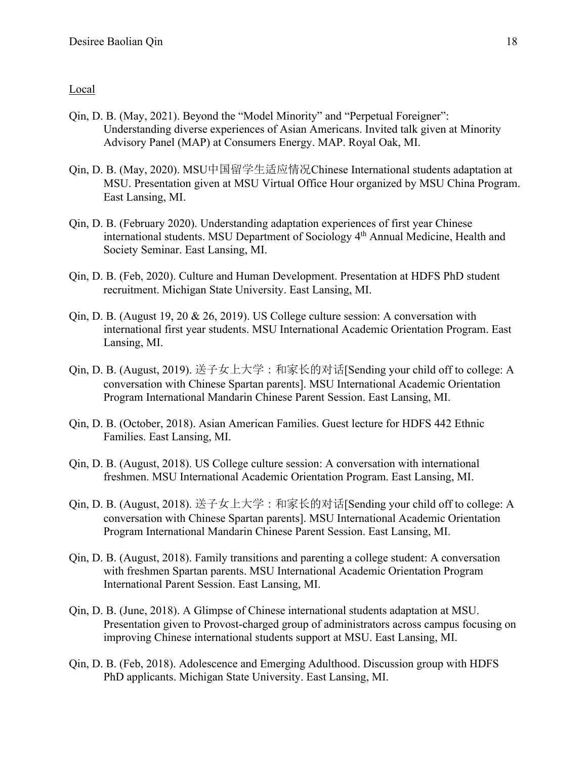Local

Qin, D. B. (May, 2021). Beyond the “Model Minority” and “Perpetual Foreigner”: Understanding diverse experiences of Asian Americans. Invited talk given at Minority Advisory Panel (MAP) at Consumers Energy. MAP. Royal Oak, MI.

Qin, D. B. (May, 2020). MSU中国留学生适应情况Chinese International students adaptation at MSU. Presentation given at MSU Virtual Office Hour organized by MSU China Program. East Lansing, MI.

Qin, D. B. (February 2020). Understanding adaptation experiences of first year Chinese international students. MSU Department of Sociology 4th Annual Medicine, Health and Society Seminar. East Lansing, MI.

Qin, D. B. (Feb, 2020). Culture and Human Development. Presentation at HDFS PhD student recruitment. Michigan State University. East Lansing, MI.

Qin, D. B. (August 19, 20 & 26, 2019). US College culture session: A conversation with international first year students. MSU International Academic Orientation Program. East Lansing, MI.

Qin, D. B. (August, 2019). 送子女上大学：和家长的对话[Sending your child off to college: A conversation with Chinese Spartan parents]. MSU International Academic Orientation Program International Mandarin Chinese Parent Session. East Lansing, MI.

Qin, D. B. (October, 2018). Asian American Families. Guest lecture for HDFS 442 Ethnic Families. East Lansing, MI.

Qin, D. B. (August, 2018). US College culture session: A conversation with international freshmen. MSU International Academic Orientation Program. East Lansing, MI.

Qin, D. B. (August, 2018). 送子女上大学：和家长的对话[Sending your child off to college: A conversation with Chinese Spartan parents]. MSU International Academic Orientation Program International Mandarin Chinese Parent Session. East Lansing, MI.

Qin, D. B. (August, 2018). Family transitions and parenting a college student: A conversation with freshmen Spartan parents. MSU International Academic Orientation Program International Parent Session. East Lansing, MI.

Qin, D. B. (June, 2018). A Glimpse of Chinese international students adaptation at MSU. Presentation given to Provost-charged group of administrators across campus focusing on improving Chinese international students support at MSU. East Lansing, MI.

Qin, D. B. (Feb, 2018). Adolescence and Emerging Adulthood. Discussion group with HDFS PhD applicants. Michigan State University. East Lansing, MI.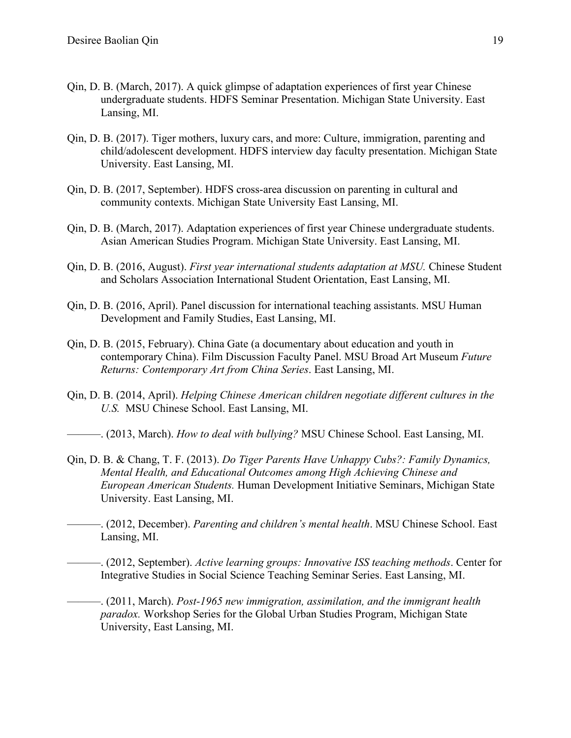Qin, D. B. (March, 2017). A quick glimpse of adaptation experiences of first year Chinese undergraduate students. HDFS Seminar Presentation. Michigan State University. East Lansing, MI.

Qin, D. B. (2017). Tiger mothers, luxury cars, and more: Culture, immigration, parenting and child/adolescent development. HDFS interview day faculty presentation. Michigan State University. East Lansing, MI.

Qin, D. B. (2017, September). HDFS cross-area discussion on parenting in cultural and community contexts. Michigan State University East Lansing, MI.

Qin, D. B. (March, 2017). Adaptation experiences of first year Chinese undergraduate students. Asian American Studies Program. Michigan State University. East Lansing, MI.

Qin, D. B. (2016, August). *First year international students adaptation at MSU.* Chinese Student and Scholars Association International Student Orientation, East Lansing, MI.

Qin, D. B. (2016, April). Panel discussion for international teaching assistants. MSU Human Development and Family Studies, East Lansing, MI.

Qin, D. B. (2015, February). China Gate (a documentary about education and youth in contemporary China). Film Discussion Faculty Panel. MSU Broad Art Museum *Future Returns: Contemporary Art from China Series*. East Lansing, MI.

Qin, D. B. (2014, April). *Helping Chinese American children negotiate different cultures in the U.S.* MSU Chinese School. East Lansing, MI.

———. (2013, March). *How to deal with bullying?* MSU Chinese School. East Lansing, MI.

Qin, D. B. & Chang, T. F. (2013). *Do Tiger Parents Have Unhappy Cubs?: Family Dynamics, Mental Health, and Educational Outcomes among High Achieving Chinese and European American Students.* Human Development Initiative Seminars, Michigan State University. East Lansing, MI.

———. (2012, December). *Parenting and children's mental health*. MSU Chinese School. East Lansing, MI.

———. (2012, September). *Active learning groups: Innovative ISS teaching methods*. Center for Integrative Studies in Social Science Teaching Seminar Series. East Lansing, MI.

———. (2011, March). *Post-1965 new immigration, assimilation, and the immigrant health paradox.* Workshop Series for the Global Urban Studies Program, Michigan State University, East Lansing, MI.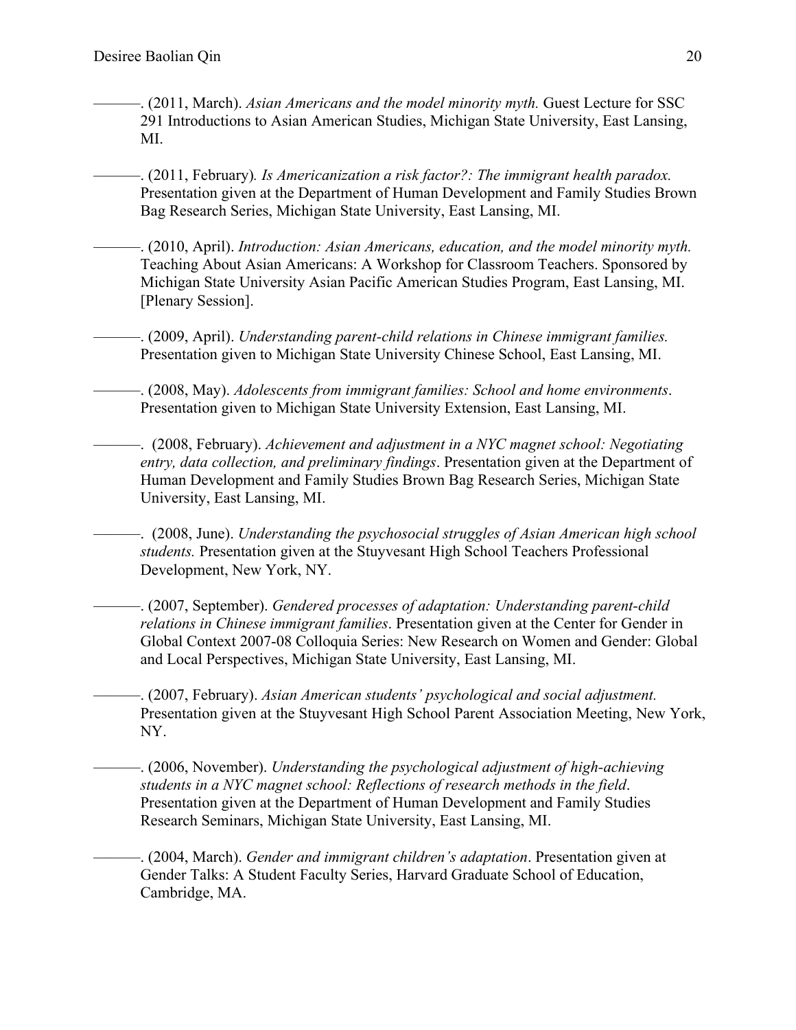———. (2011, March). *Asian Americans and the model minority myth.* Guest Lecture for SSC 291 Introductions to Asian American Studies, Michigan State University, East Lansing, MI.

———. (2011, February). *Is Americanization a risk factor?: The immigrant health paradox.* Presentation given at the Department of Human Development and Family Studies Brown Bag Research Series, Michigan State University, East Lansing, MI.

———. (2010, April). *Introduction: Asian Americans, education, and the model minority myth.* Teaching About Asian Americans: A Workshop for Classroom Teachers. Sponsored by Michigan State University Asian Pacific American Studies Program, East Lansing, MI. [Plenary Session].

———. (2009, April). *Understanding parent-child relations in Chinese immigrant families.* Presentation given to Michigan State University Chinese School, East Lansing, MI.

———. (2008, May). *Adolescents from immigrant families: School and home environments*. Presentation given to Michigan State University Extension, East Lansing, MI.

———. (2008, February). *Achievement and adjustment in a NYC magnet school: Negotiating entry, data collection, and preliminary findings*. Presentation given at the Department of Human Development and Family Studies Brown Bag Research Series, Michigan State University, East Lansing, MI.

———. (2008, June). *Understanding the psychosocial struggles of Asian American high school students.* Presentation given at the Stuyvesant High School Teachers Professional Development, New York, NY.

———. (2007, September). *Gendered processes of adaptation: Understanding parent-child relations in Chinese immigrant families*. Presentation given at the Center for Gender in Global Context 2007-08 Colloquia Series: New Research on Women and Gender: Global and Local Perspectives, Michigan State University, East Lansing, MI.

———. (2007, February). *Asian American students' psychological and social adjustment.* Presentation given at the Stuyvesant High School Parent Association Meeting, New York, NY.

———. (2006, November). *Understanding the psychological adjustment of high-achieving students in a NYC magnet school: Reflections of research methods in the field*. Presentation given at the Department of Human Development and Family Studies Research Seminars, Michigan State University, East Lansing, MI.

———. (2004, March). *Gender and immigrant children's adaptation*. Presentation given at Gender Talks: A Student Faculty Series, Harvard Graduate School of Education, Cambridge, MA.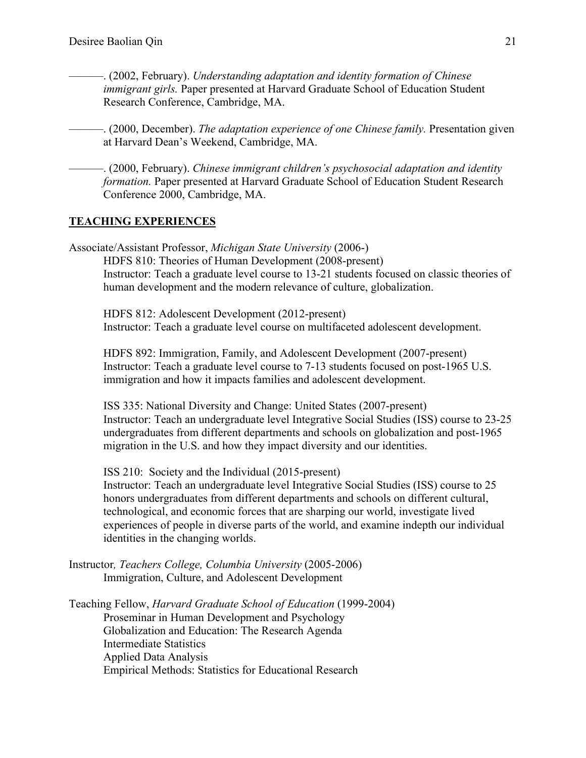———. (2002, February). *Understanding adaptation and identity formation of Chinese immigrant girls.* Paper presented at Harvard Graduate School of Education Student Research Conference, Cambridge, MA.

———. (2000, December). *The adaptation experience of one Chinese family.* Presentation given at Harvard Dean's Weekend, Cambridge, MA.

———. (2000, February). *Chinese immigrant children's psychosocial adaptation and identity formation.* Paper presented at Harvard Graduate School of Education Student Research Conference 2000, Cambridge, MA.

## TEACHING EXPERIENCES

Associate/Assistant Professor, *Michigan State University* (2006-)

HDFS 810: Theories of Human Development (2008-present)
Instructor: Teach a graduate level course to 13-21 students focused on classic theories of human development and the modern relevance of culture, globalization.

HDFS 812: Adolescent Development (2012-present)
Instructor: Teach a graduate level course on multifaceted adolescent development.

HDFS 892: Immigration, Family, and Adolescent Development (2007-present)
Instructor: Teach a graduate level course to 7-13 students focused on post-1965 U.S. immigration and how it impacts families and adolescent development.

ISS 335: National Diversity and Change: United States (2007-present)
Instructor: Teach an undergraduate level Integrative Social Studies (ISS) course to 23-25 undergraduates from different departments and schools on globalization and post-1965 migration in the U.S. and how they impact diversity and our identities.

ISS 210: Society and the Individual (2015-present)
Instructor: Teach an undergraduate level Integrative Social Studies (ISS) course to 25 honors undergraduates from different departments and schools on different cultural, technological, and economic forces that are sharping our world, investigate lived experiences of people in diverse parts of the world, and examine indepth our individual identities in the changing worlds.

Instructor*, Teachers College, Columbia University* (2005-2006)
Immigration, Culture, and Adolescent Development

Teaching Fellow, *Harvard Graduate School of Education* (1999-2004)
Proseminar in Human Development and Psychology
Globalization and Education: The Research Agenda
Intermediate Statistics
Applied Data Analysis
Empirical Methods: Statistics for Educational Research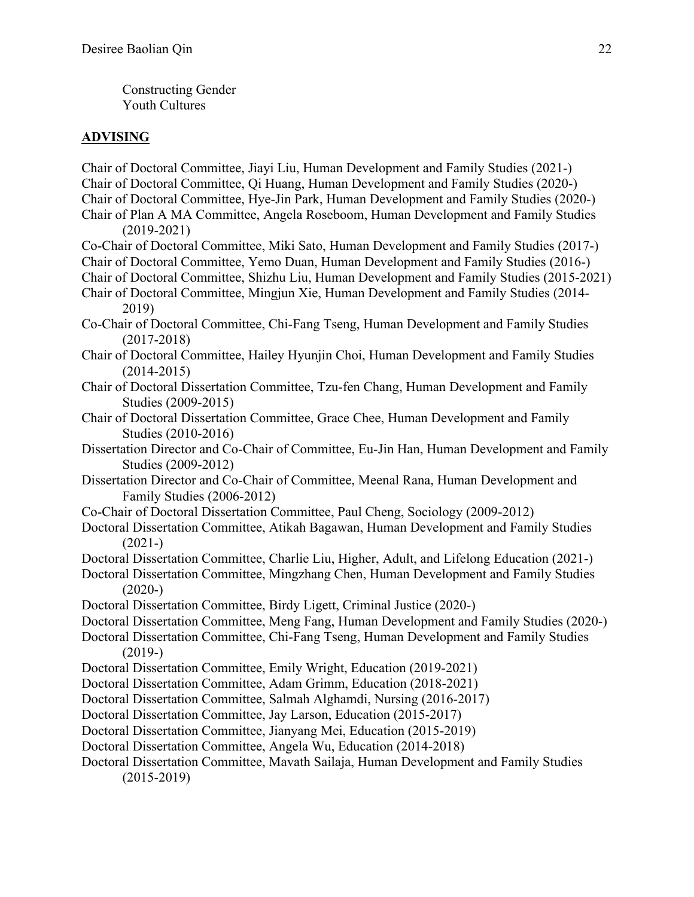Constructing Gender
Youth Cultures

## ADVISING

Chair of Doctoral Committee, Jiayi Liu, Human Development and Family Studies (2021-)

Chair of Doctoral Committee, Qi Huang, Human Development and Family Studies (2020-)

Chair of Doctoral Committee, Hye-Jin Park, Human Development and Family Studies (2020-)

Chair of Plan A MA Committee, Angela Roseboom, Human Development and Family Studies (2019-2021)

Co-Chair of Doctoral Committee, Miki Sato, Human Development and Family Studies (2017-)

Chair of Doctoral Committee, Yemo Duan, Human Development and Family Studies (2016-)

Chair of Doctoral Committee, Shizhu Liu, Human Development and Family Studies (2015-2021)

Chair of Doctoral Committee, Mingjun Xie, Human Development and Family Studies (2014-2019)

Co-Chair of Doctoral Committee, Chi-Fang Tseng, Human Development and Family Studies (2017-2018)

Chair of Doctoral Committee, Hailey Hyunjin Choi, Human Development and Family Studies (2014-2015)

Chair of Doctoral Dissertation Committee, Tzu-fen Chang, Human Development and Family Studies (2009-2015)

Chair of Doctoral Dissertation Committee, Grace Chee, Human Development and Family Studies (2010-2016)

Dissertation Director and Co-Chair of Committee, Eu-Jin Han, Human Development and Family Studies (2009-2012)

Dissertation Director and Co-Chair of Committee, Meenal Rana, Human Development and Family Studies (2006-2012)

Co-Chair of Doctoral Dissertation Committee, Paul Cheng, Sociology (2009-2012)

Doctoral Dissertation Committee, Atikah Bagawan, Human Development and Family Studies (2021-)

Doctoral Dissertation Committee, Charlie Liu, Higher, Adult, and Lifelong Education (2021-)

Doctoral Dissertation Committee, Mingzhang Chen, Human Development and Family Studies (2020-)

Doctoral Dissertation Committee, Birdy Ligett, Criminal Justice (2020-)

Doctoral Dissertation Committee, Meng Fang, Human Development and Family Studies (2020-)

Doctoral Dissertation Committee, Chi-Fang Tseng, Human Development and Family Studies (2019-)

Doctoral Dissertation Committee, Emily Wright, Education (2019-2021)

Doctoral Dissertation Committee, Adam Grimm, Education (2018-2021)

Doctoral Dissertation Committee, Salmah Alghamdi, Nursing (2016-2017)

Doctoral Dissertation Committee, Jay Larson, Education (2015-2017)

Doctoral Dissertation Committee, Jianyang Mei, Education (2015-2019)

Doctoral Dissertation Committee, Angela Wu, Education (2014-2018)

Doctoral Dissertation Committee, Mavath Sailaja, Human Development and Family Studies (2015-2019)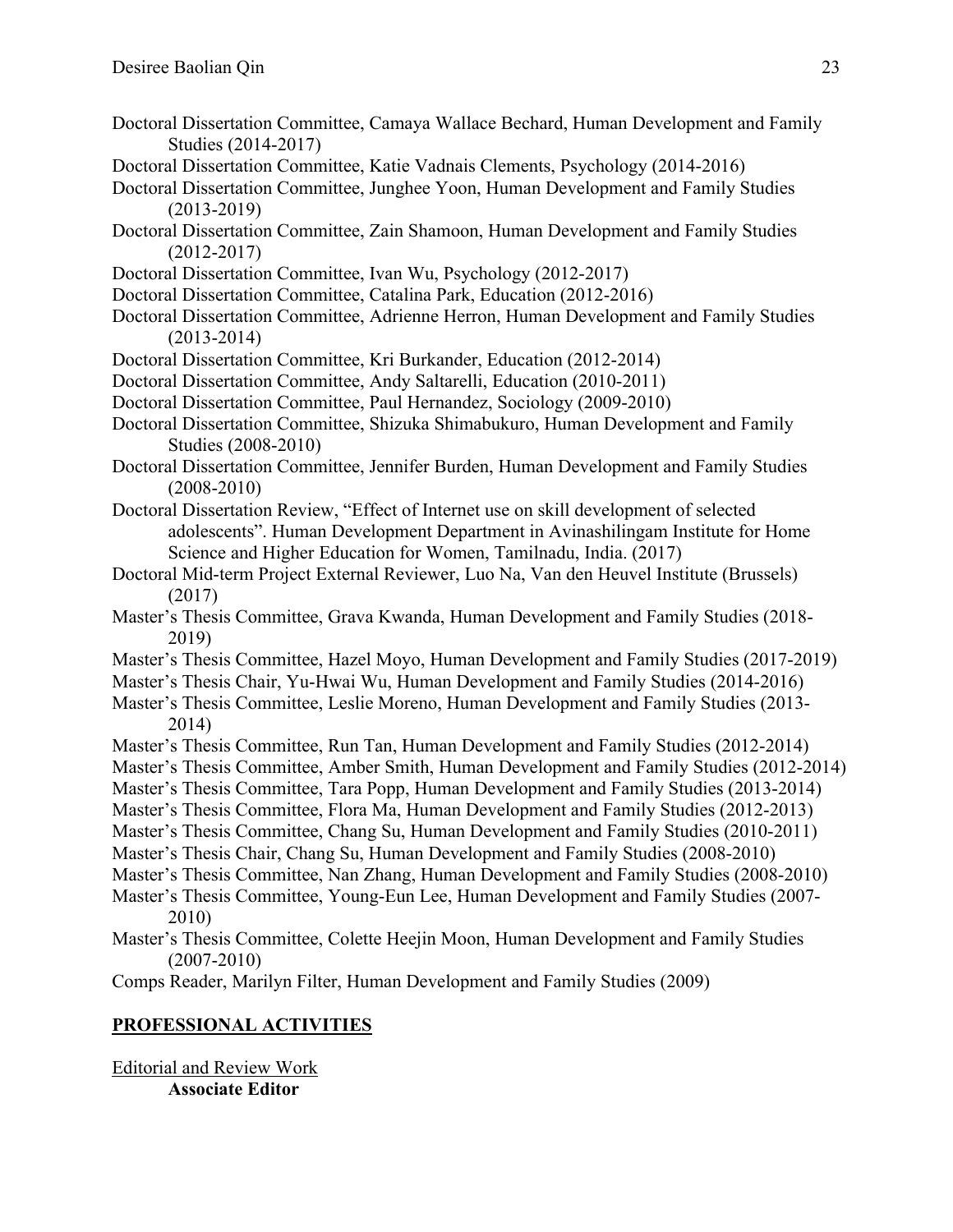Doctoral Dissertation Committee, Camaya Wallace Bechard, Human Development and Family Studies (2014-2017)

Doctoral Dissertation Committee, Katie Vadnais Clements, Psychology (2014-2016)

Doctoral Dissertation Committee, Junghee Yoon, Human Development and Family Studies (2013-2019)

Doctoral Dissertation Committee, Zain Shamoon, Human Development and Family Studies (2012-2017)

Doctoral Dissertation Committee, Ivan Wu, Psychology (2012-2017)

Doctoral Dissertation Committee, Catalina Park, Education (2012-2016)

Doctoral Dissertation Committee, Adrienne Herron, Human Development and Family Studies (2013-2014)

Doctoral Dissertation Committee, Kri Burkander, Education (2012-2014)

Doctoral Dissertation Committee, Andy Saltarelli, Education (2010-2011)

Doctoral Dissertation Committee, Paul Hernandez, Sociology (2009-2010)

Doctoral Dissertation Committee, Shizuka Shimabukuro, Human Development and Family Studies (2008-2010)

Doctoral Dissertation Committee, Jennifer Burden, Human Development and Family Studies (2008-2010)

Doctoral Dissertation Review, "Effect of Internet use on skill development of selected adolescents". Human Development Department in Avinashilingam Institute for Home Science and Higher Education for Women, Tamilnadu, India. (2017)

Doctoral Mid-term Project External Reviewer, Luo Na, Van den Heuvel Institute (Brussels) (2017)

Master's Thesis Committee, Grava Kwanda, Human Development and Family Studies (2018-2019)

Master's Thesis Committee, Hazel Moyo, Human Development and Family Studies (2017-2019)

Master's Thesis Chair, Yu-Hwai Wu, Human Development and Family Studies (2014-2016)

Master's Thesis Committee, Leslie Moreno, Human Development and Family Studies (2013-2014)

Master's Thesis Committee, Run Tan, Human Development and Family Studies (2012-2014)

Master's Thesis Committee, Amber Smith, Human Development and Family Studies (2012-2014)

Master's Thesis Committee, Tara Popp, Human Development and Family Studies (2013-2014)

Master's Thesis Committee, Flora Ma, Human Development and Family Studies (2012-2013)

Master's Thesis Committee, Chang Su, Human Development and Family Studies (2010-2011)

Master's Thesis Chair, Chang Su, Human Development and Family Studies (2008-2010)

Master's Thesis Committee, Nan Zhang, Human Development and Family Studies (2008-2010)

Master's Thesis Committee, Young-Eun Lee, Human Development and Family Studies (2007-2010)

Master's Thesis Committee, Colette Heejin Moon, Human Development and Family Studies (2007-2010)

Comps Reader, Marilyn Filter, Human Development and Family Studies (2009)

## PROFESSIONAL ACTIVITIES

Editorial and Review Work

**Associate Editor**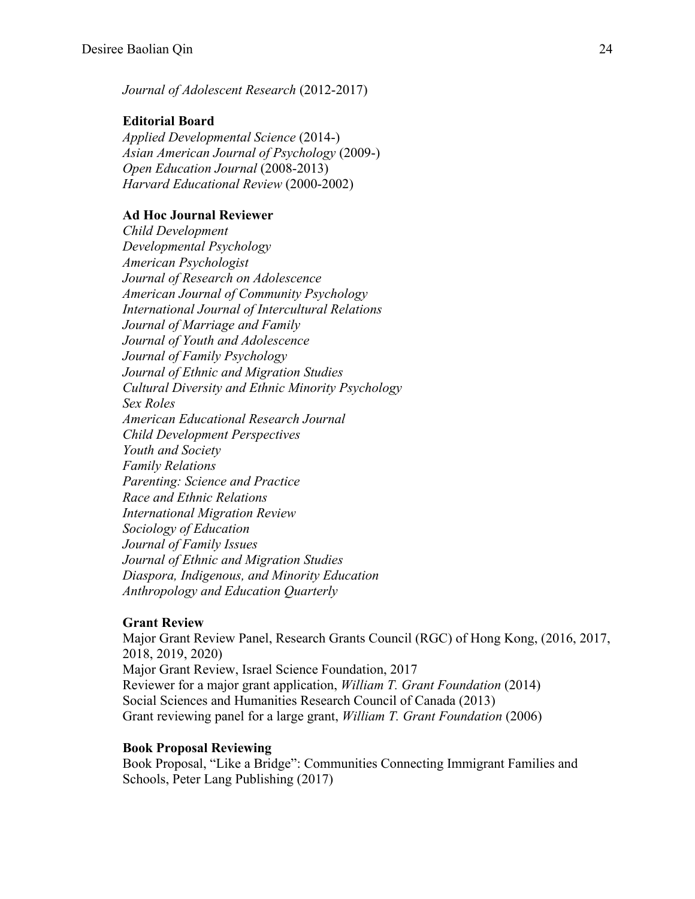*Journal of Adolescent Research* (2012-2017)

**Editorial Board**

*Applied Developmental Science* (2014-)
*Asian American Journal of Psychology* (2009-)
*Open Education Journal* (2008-2013)
*Harvard Educational Review* (2000-2002)

**Ad Hoc Journal Reviewer**

*Child Development*
*Developmental Psychology*
*American Psychologist*
*Journal of Research on Adolescence*
*American Journal of Community Psychology*
*International Journal of Intercultural Relations*
*Journal of Marriage and Family*
*Journal of Youth and Adolescence*
*Journal of Family Psychology*
*Journal of Ethnic and Migration Studies*
*Cultural Diversity and Ethnic Minority Psychology*
*Sex Roles*
*American Educational Research Journal*
*Child Development Perspectives*
*Youth and Society*
*Family Relations*
*Parenting: Science and Practice*
*Race and Ethnic Relations*
*International Migration Review*
*Sociology of Education*
*Journal of Family Issues*
*Journal of Ethnic and Migration Studies*
*Diaspora, Indigenous, and Minority Education*
*Anthropology and Education Quarterly*

**Grant Review**

Major Grant Review Panel, Research Grants Council (RGC) of Hong Kong, (2016, 2017, 2018, 2019, 2020)
Major Grant Review, Israel Science Foundation, 2017
Reviewer for a major grant application, *William T. Grant Foundation* (2014)
Social Sciences and Humanities Research Council of Canada (2013)
Grant reviewing panel for a large grant, *William T. Grant Foundation* (2006)

**Book Proposal Reviewing**

Book Proposal, "Like a Bridge": Communities Connecting Immigrant Families and Schools, Peter Lang Publishing (2017)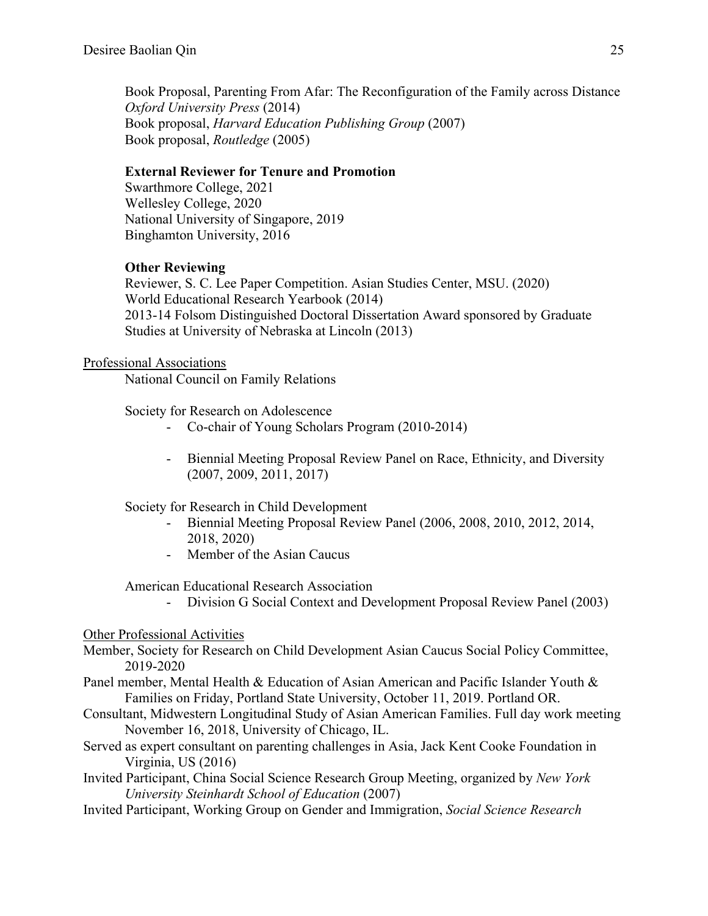Book Proposal, Parenting From Afar: The Reconfiguration of the Family across Distance *Oxford University Press* (2014)
Book proposal, *Harvard Education Publishing Group* (2007)
Book proposal, *Routledge* (2005)

**External Reviewer for Tenure and Promotion**

Swarthmore College, 2021
Wellesley College, 2020
National University of Singapore, 2019
Binghamton University, 2016

**Other Reviewing**

Reviewer, S. C. Lee Paper Competition. Asian Studies Center, MSU. (2020)
World Educational Research Yearbook (2014)
2013-14 Folsom Distinguished Doctoral Dissertation Award sponsored by Graduate Studies at University of Nebraska at Lincoln (2013)

## Professional Associations

National Council on Family Relations

Society for Research on Adolescence

- Co-chair of Young Scholars Program (2010-2014)
- Biennial Meeting Proposal Review Panel on Race, Ethnicity, and Diversity (2007, 2009, 2011, 2017)

Society for Research in Child Development

- Biennial Meeting Proposal Review Panel (2006, 2008, 2010, 2012, 2014, 2018, 2020)
- Member of the Asian Caucus

American Educational Research Association

- Division G Social Context and Development Proposal Review Panel (2003)

## Other Professional Activities

Member, Society for Research on Child Development Asian Caucus Social Policy Committee, 2019-2020

Panel member, Mental Health & Education of Asian American and Pacific Islander Youth & Families on Friday, Portland State University, October 11, 2019. Portland OR.

Consultant, Midwestern Longitudinal Study of Asian American Families. Full day work meeting November 16, 2018, University of Chicago, IL.

Served as expert consultant on parenting challenges in Asia, Jack Kent Cooke Foundation in Virginia, US (2016)

Invited Participant, China Social Science Research Group Meeting, organized by *New York University Steinhardt School of Education* (2007)

Invited Participant, Working Group on Gender and Immigration, *Social Science Research*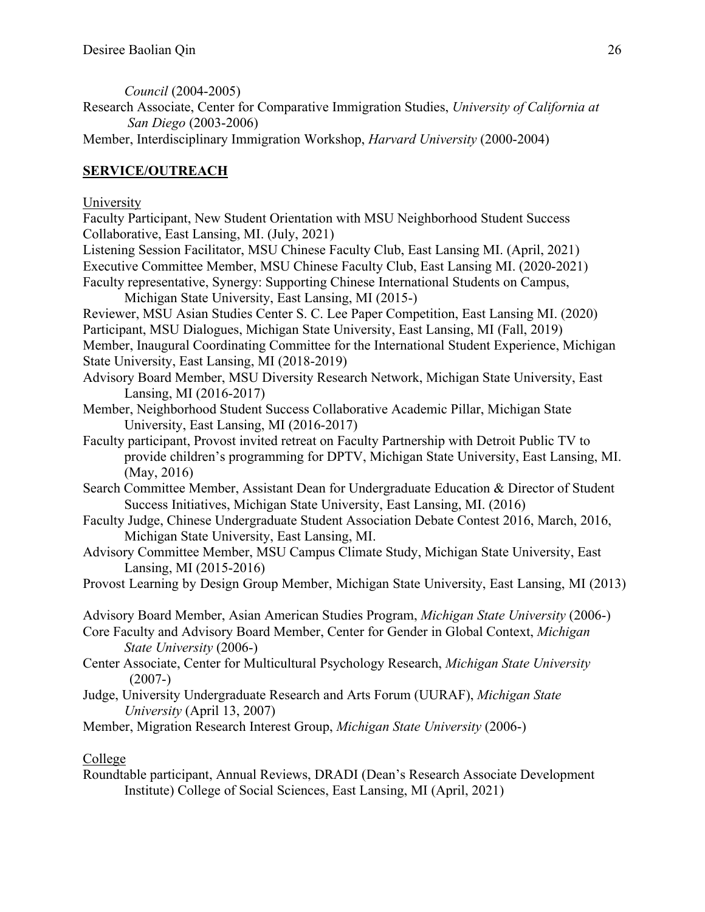*Council* (2004-2005)

Research Associate, Center for Comparative Immigration Studies, *University of California at San Diego* (2003-2006)

Member, Interdisciplinary Immigration Workshop, *Harvard University* (2000-2004)

## SERVICE/OUTREACH

### University

Faculty Participant, New Student Orientation with MSU Neighborhood Student Success Collaborative, East Lansing, MI. (July, 2021)

Listening Session Facilitator, MSU Chinese Faculty Club, East Lansing MI. (April, 2021)

Executive Committee Member, MSU Chinese Faculty Club, East Lansing MI. (2020-2021)

Faculty representative, Synergy: Supporting Chinese International Students on Campus, Michigan State University, East Lansing, MI (2015-)

Reviewer, MSU Asian Studies Center S. C. Lee Paper Competition, East Lansing MI. (2020)

Participant, MSU Dialogues, Michigan State University, East Lansing, MI (Fall, 2019)

Member, Inaugural Coordinating Committee for the International Student Experience, Michigan State University, East Lansing, MI (2018-2019)

Advisory Board Member, MSU Diversity Research Network, Michigan State University, East Lansing, MI (2016-2017)

Member, Neighborhood Student Success Collaborative Academic Pillar, Michigan State University, East Lansing, MI (2016-2017)

Faculty participant, Provost invited retreat on Faculty Partnership with Detroit Public TV to provide children's programming for DPTV, Michigan State University, East Lansing, MI. (May, 2016)

Search Committee Member, Assistant Dean for Undergraduate Education & Director of Student Success Initiatives, Michigan State University, East Lansing, MI. (2016)

Faculty Judge, Chinese Undergraduate Student Association Debate Contest 2016, March, 2016, Michigan State University, East Lansing, MI.

Advisory Committee Member, MSU Campus Climate Study, Michigan State University, East Lansing, MI (2015-2016)

Provost Learning by Design Group Member, Michigan State University, East Lansing, MI (2013)

Advisory Board Member, Asian American Studies Program, *Michigan State University* (2006-)

Core Faculty and Advisory Board Member, Center for Gender in Global Context, *Michigan State University* (2006-)

Center Associate, Center for Multicultural Psychology Research, *Michigan State University* (2007-)

Judge, University Undergraduate Research and Arts Forum (UURAF), *Michigan State University* (April 13, 2007)

Member, Migration Research Interest Group, *Michigan State University* (2006-)

### College

Roundtable participant, Annual Reviews, DRADI (Dean's Research Associate Development Institute) College of Social Sciences, East Lansing, MI (April, 2021)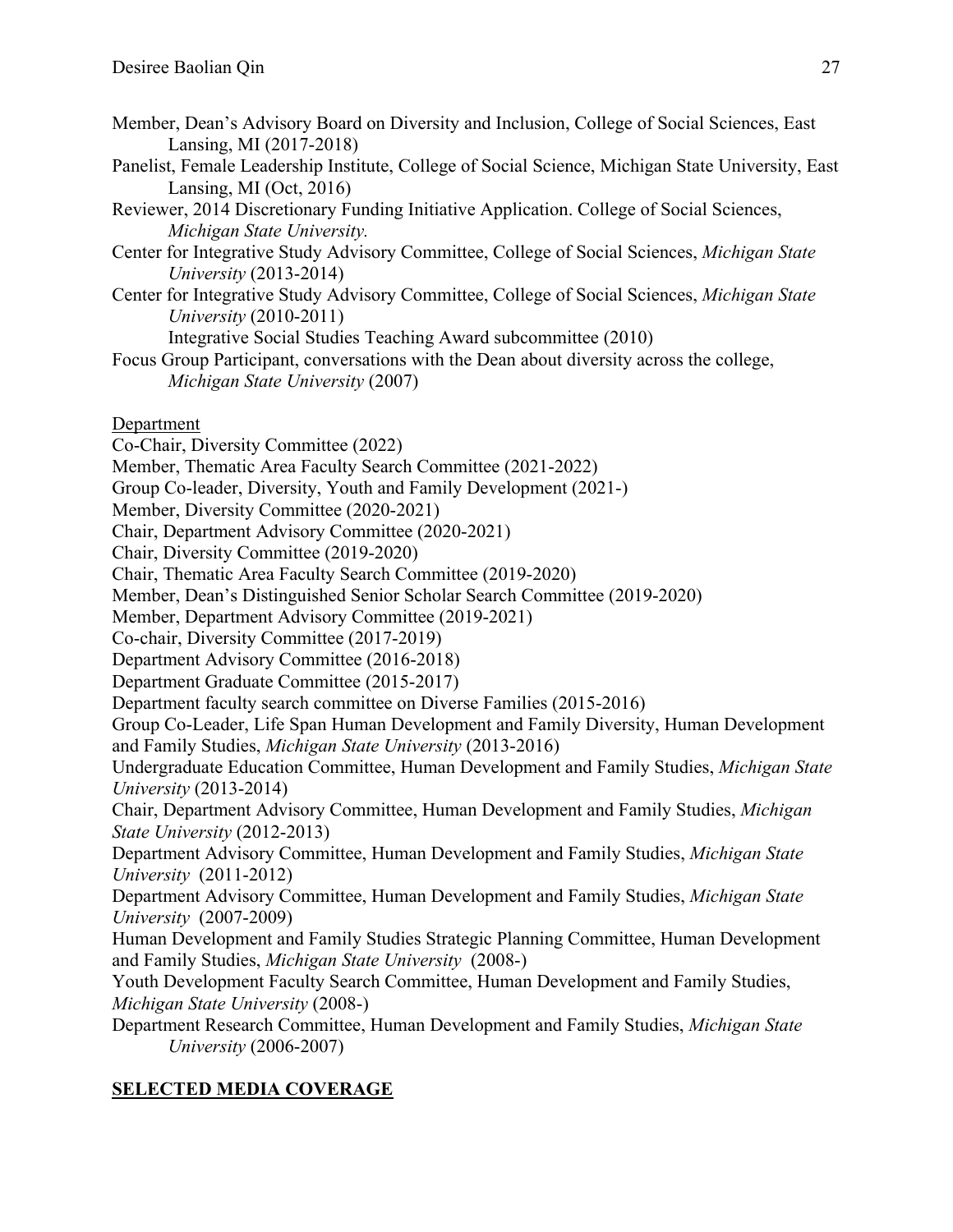Member, Dean's Advisory Board on Diversity and Inclusion, College of Social Sciences, East Lansing, MI (2017-2018)

Panelist, Female Leadership Institute, College of Social Science, Michigan State University, East Lansing, MI (Oct, 2016)

Reviewer, 2014 Discretionary Funding Initiative Application. College of Social Sciences, *Michigan State University.*

Center for Integrative Study Advisory Committee, College of Social Sciences, *Michigan State University* (2013-2014)

Center for Integrative Study Advisory Committee, College of Social Sciences, *Michigan State University* (2010-2011)

Integrative Social Studies Teaching Award subcommittee (2010)

Focus Group Participant, conversations with the Dean about diversity across the college, *Michigan State University* (2007)

<u>Department</u>

Co-Chair, Diversity Committee (2022)

Member, Thematic Area Faculty Search Committee (2021-2022)

Group Co-leader, Diversity, Youth and Family Development (2021-)

Member, Diversity Committee (2020-2021)

Chair, Department Advisory Committee (2020-2021)

Chair, Diversity Committee (2019-2020)

Chair, Thematic Area Faculty Search Committee (2019-2020)

Member, Dean's Distinguished Senior Scholar Search Committee (2019-2020)

Member, Department Advisory Committee (2019-2021)

Co-chair, Diversity Committee (2017-2019)

Department Advisory Committee (2016-2018)

Department Graduate Committee (2015-2017)

Department faculty search committee on Diverse Families (2015-2016)

Group Co-Leader, Life Span Human Development and Family Diversity, Human Development and Family Studies, *Michigan State University* (2013-2016)

Undergraduate Education Committee, Human Development and Family Studies, *Michigan State University* (2013-2014)

Chair, Department Advisory Committee, Human Development and Family Studies, *Michigan State University* (2012-2013)

Department Advisory Committee, Human Development and Family Studies, *Michigan State University* (2011-2012)

Department Advisory Committee, Human Development and Family Studies, *Michigan State University* (2007-2009)

Human Development and Family Studies Strategic Planning Committee, Human Development and Family Studies, *Michigan State University* (2008-)

Youth Development Faculty Search Committee, Human Development and Family Studies, *Michigan State University* (2008-)

Department Research Committee, Human Development and Family Studies, *Michigan State University* (2006-2007)

## <u>SELECTED MEDIA COVERAGE</u>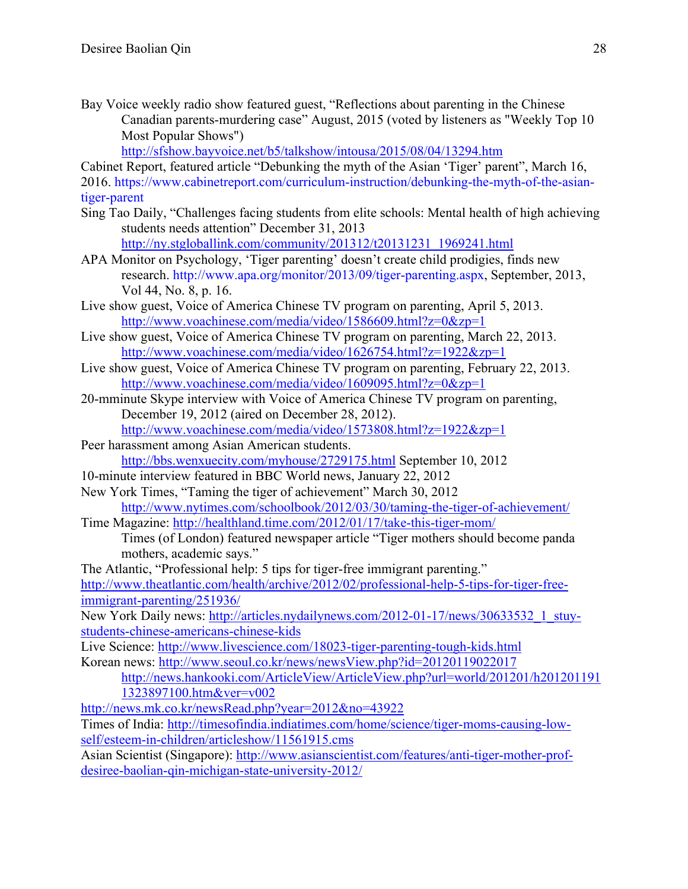Bay Voice weekly radio show featured guest, “Reflections about parenting in the Chinese Canadian parents-murdering case” August, 2015 (voted by listeners as "Weekly Top 10 Most Popular Shows") http://sfshow.bayvoice.net/b5/talkshow/intousa/2015/08/04/13294.htm

Cabinet Report, featured article “Debunking the myth of the Asian ‘Tiger’ parent”, March 16, 2016. https://www.cabinetreport.com/curriculum-instruction/debunking-the-myth-of-the-asian-tiger-parent

Sing Tao Daily, “Challenges facing students from elite schools: Mental health of high achieving students needs attention” December 31, 2013 http://ny.stgloballink.com/community/201312/t20131231_1969241.html

APA Monitor on Psychology, ‘Tiger parenting’ doesn’t create child prodigies, finds new research. http://www.apa.org/monitor/2013/09/tiger-parenting.aspx, September, 2013, Vol 44, No. 8, p. 16.

Live show guest, Voice of America Chinese TV program on parenting, April 5, 2013. http://www.voachinese.com/media/video/1586609.html?z=0&zp=1

Live show guest, Voice of America Chinese TV program on parenting, March 22, 2013. http://www.voachinese.com/media/video/1626754.html?z=1922&zp=1

Live show guest, Voice of America Chinese TV program on parenting, February 22, 2013. http://www.voachinese.com/media/video/1609095.html?z=0&zp=1

20-mminute Skype interview with Voice of America Chinese TV program on parenting, December 19, 2012 (aired on December 28, 2012). http://www.voachinese.com/media/video/1573808.html?z=1922&zp=1

Peer harassment among Asian American students. http://bbs.wenxuecity.com/myhouse/2729175.html September 10, 2012

10-minute interview featured in BBC World news, January 22, 2012

New York Times, “Taming the tiger of achievement” March 30, 2012 http://www.nytimes.com/schoolbook/2012/03/30/taming-the-tiger-of-achievement/

Time Magazine: http://healthland.time.com/2012/01/17/take-this-tiger-mom/
Times (of London) featured newspaper article “Tiger mothers should become panda mothers, academic says.”

The Atlantic, “Professional help: 5 tips for tiger-free immigrant parenting.” http://www.theatlantic.com/health/archive/2012/02/professional-help-5-tips-for-tiger-free-immigrant-parenting/251936/

New York Daily news: http://articles.nydailynews.com/2012-01-17/news/30633532_1_stuy-students-chinese-americans-chinese-kids

Live Science: http://www.livescience.com/18023-tiger-parenting-tough-kids.html

Korean news: http://www.seoul.co.kr/news/newsView.php?id=20120119022017
http://news.hankooki.com/ArticleView/ArticleView.php?url=world/201201/h2012011911323897100.htm&ver=v002
http://news.mk.co.kr/newsRead.php?year=2012&no=43922

Times of India: http://timesofindia.indiatimes.com/home/science/tiger-moms-causing-low-self/esteem-in-children/articleshow/11561915.cms

Asian Scientist (Singapore): http://www.asianscientist.com/features/anti-tiger-mother-prof-desiree-baolian-qin-michigan-state-university-2012/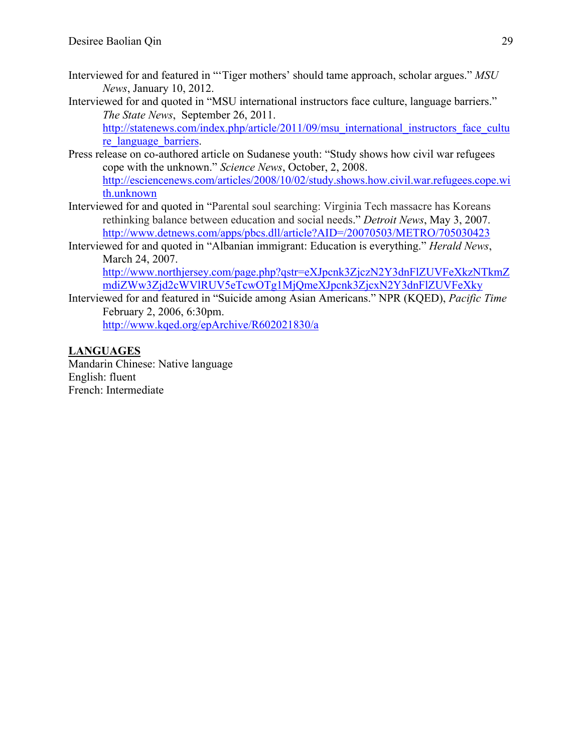Interviewed for and featured in "'Tiger mothers' should tame approach, scholar argues." *MSU News*, January 10, 2012.

Interviewed for and quoted in "MSU international instructors face culture, language barriers." *The State News*, September 26, 2011. http://statenews.com/index.php/article/2011/09/msu_international_instructors_face_culture_language_barriers.

Press release on co-authored article on Sudanese youth: "Study shows how civil war refugees cope with the unknown." *Science News*, October, 2, 2008. http://esciencenews.com/articles/2008/10/02/study.shows.how.civil.war.refugees.cope.with.unknown

Interviewed for and quoted in "Parental soul searching: Virginia Tech massacre has Koreans rethinking balance between education and social needs." *Detroit News*, May 3, 2007. http://www.detnews.com/apps/pbcs.dll/article?AID=/20070503/METRO/705030423

Interviewed for and quoted in "Albanian immigrant: Education is everything." *Herald News*, March 24, 2007. http://www.northjersey.com/page.php?qstr=eXJpcnk3ZjczN2Y3dnFlZUVFeXkzNTkmZmdiZWw3Zjd2cWVlRUV5eTcwOTg1MjQmeXJpcnk3ZjcxN2Y3dnFlZUVFeXky

Interviewed for and featured in "Suicide among Asian Americans." NPR (KQED), *Pacific Time* February 2, 2006, 6:30pm. http://www.kqed.org/epArchive/R602021830/a

## LANGUAGES

Mandarin Chinese: Native language
English: fluent
French: Intermediate